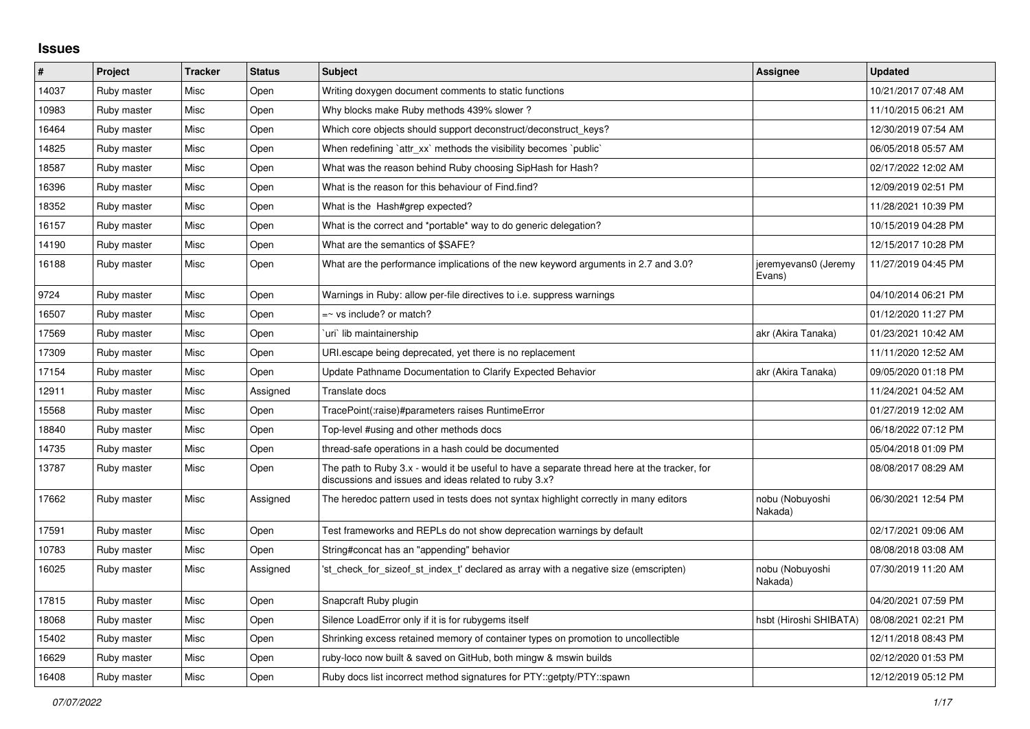## Issues

| # | Project | Tracker | Status | Subject | Assignee | Updated |
|---|---|---|---|---|---|---|
| 14037 | Ruby master | Misc | Open | Writing doxygen document comments to static functions | | 10/21/2017 07:48 AM |
| 10983 | Ruby master | Misc | Open | Why blocks make Ruby methods 439% slower ? | | 11/10/2015 06:21 AM |
| 16464 | Ruby master | Misc | Open | Which core objects should support deconstruct/deconstruct_keys? | | 12/30/2019 07:54 AM |
| 14825 | Ruby master | Misc | Open | When redefining `attr_xx` methods the visibility becomes `public` | | 06/05/2018 05:57 AM |
| 18587 | Ruby master | Misc | Open | What was the reason behind Ruby choosing SipHash for Hash? | | 02/17/2022 12:02 AM |
| 16396 | Ruby master | Misc | Open | What is the reason for this behaviour of Find.find? | | 12/09/2019 02:51 PM |
| 18352 | Ruby master | Misc | Open | What is the Hash#grep expected? | | 11/28/2021 10:39 PM |
| 16157 | Ruby master | Misc | Open | What is the correct and *portable* way to do generic delegation? | | 10/15/2019 04:28 PM |
| 14190 | Ruby master | Misc | Open | What are the semantics of $SAFE? | | 12/15/2017 10:28 PM |
| 16188 | Ruby master | Misc | Open | What are the performance implications of the new keyword arguments in 2.7 and 3.0? | jeremyevans0 (Jeremy Evans) | 11/27/2019 04:45 PM |
| 9724 | Ruby master | Misc | Open | Warnings in Ruby: allow per-file directives to i.e. suppress warnings | | 04/10/2014 06:21 PM |
| 16507 | Ruby master | Misc | Open | =~ vs include? or match? | | 01/12/2020 11:27 PM |
| 17569 | Ruby master | Misc | Open | `uri` lib maintainership | akr (Akira Tanaka) | 01/23/2021 10:42 AM |
| 17309 | Ruby master | Misc | Open | URI.escape being deprecated, yet there is no replacement | | 11/11/2020 12:52 AM |
| 17154 | Ruby master | Misc | Open | Update Pathname Documentation to Clarify Expected Behavior | akr (Akira Tanaka) | 09/05/2020 01:18 PM |
| 12911 | Ruby master | Misc | Assigned | Translate docs | | 11/24/2021 04:52 AM |
| 15568 | Ruby master | Misc | Open | TracePoint(:raise)#parameters raises RuntimeError | | 01/27/2019 12:02 AM |
| 18840 | Ruby master | Misc | Open | Top-level #using and other methods docs | | 06/18/2022 07:12 PM |
| 14735 | Ruby master | Misc | Open | thread-safe operations in a hash could be documented | | 05/04/2018 01:09 PM |
| 13787 | Ruby master | Misc | Open | The path to Ruby 3.x - would it be useful to have a separate thread here at the tracker, for discussions and issues and ideas related to ruby 3.x? | | 08/08/2017 08:29 AM |
| 17662 | Ruby master | Misc | Assigned | The heredoc pattern used in tests does not syntax highlight correctly in many editors | nobu (Nobuyoshi Nakada) | 06/30/2021 12:54 PM |
| 17591 | Ruby master | Misc | Open | Test frameworks and REPLs do not show deprecation warnings by default | | 02/17/2021 09:06 AM |
| 10783 | Ruby master | Misc | Open | String#concat has an "appending" behavior | | 08/08/2018 03:08 AM |
| 16025 | Ruby master | Misc | Assigned | 'st_check_for_sizeof_st_index_t' declared as array with a negative size (emscripten) | nobu (Nobuyoshi Nakada) | 07/30/2019 11:20 AM |
| 17815 | Ruby master | Misc | Open | Snapcraft Ruby plugin | | 04/20/2021 07:59 PM |
| 18068 | Ruby master | Misc | Open | Silence LoadError only if it is for rubygems itself | hsbt (Hiroshi SHIBATA) | 08/08/2021 02:21 PM |
| 15402 | Ruby master | Misc | Open | Shrinking excess retained memory of container types on promotion to uncollectible | | 12/11/2018 08:43 PM |
| 16629 | Ruby master | Misc | Open | ruby-loco now built & saved on GitHub, both mingw & mswin builds | | 02/12/2020 01:53 PM |
| 16408 | Ruby master | Misc | Open | Ruby docs list incorrect method signatures for PTY::getpty/PTY::spawn | | 12/12/2019 05:12 PM |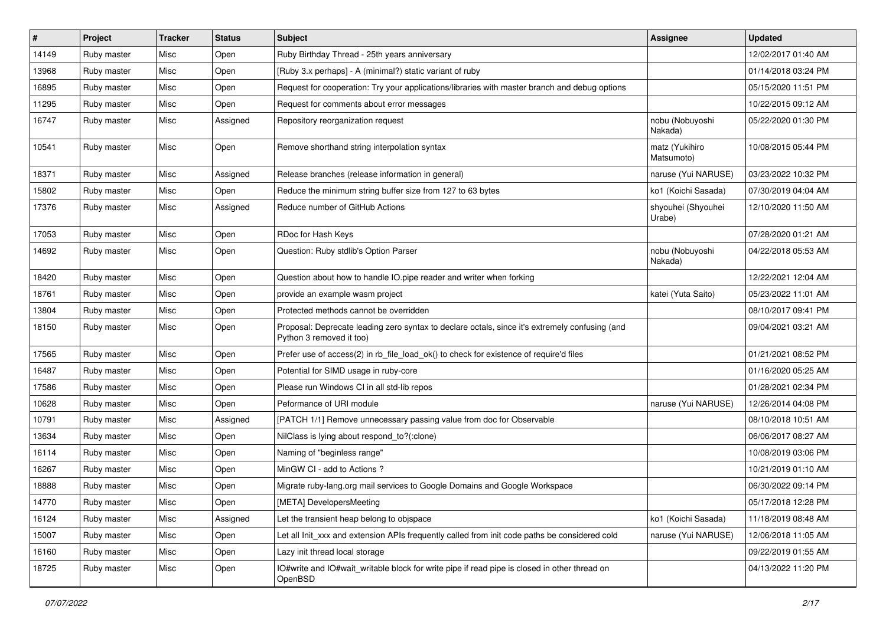| # | Project | Tracker | Status | Subject | Assignee | Updated |
|---|---|---|---|---|---|---|
| 14149 | Ruby master | Misc | Open | Ruby Birthday Thread - 25th years anniversary | | 12/02/2017 01:40 AM |
| 13968 | Ruby master | Misc | Open | [Ruby 3.x perhaps] - A (minimal?) static variant of ruby | | 01/14/2018 03:24 PM |
| 16895 | Ruby master | Misc | Open | Request for cooperation: Try your applications/libraries with master branch and debug options | | 05/15/2020 11:51 PM |
| 11295 | Ruby master | Misc | Open | Request for comments about error messages | | 10/22/2015 09:12 AM |
| 16747 | Ruby master | Misc | Assigned | Repository reorganization request | nobu (Nobuyoshi Nakada) | 05/22/2020 01:30 PM |
| 10541 | Ruby master | Misc | Open | Remove shorthand string interpolation syntax | matz (Yukihiro Matsumoto) | 10/08/2015 05:44 PM |
| 18371 | Ruby master | Misc | Assigned | Release branches (release information in general) | naruse (Yui NARUSE) | 03/23/2022 10:32 PM |
| 15802 | Ruby master | Misc | Open | Reduce the minimum string buffer size from 127 to 63 bytes | ko1 (Koichi Sasada) | 07/30/2019 04:04 AM |
| 17376 | Ruby master | Misc | Assigned | Reduce number of GitHub Actions | shyouhei (Shyouhei Urabe) | 12/10/2020 11:50 AM |
| 17053 | Ruby master | Misc | Open | RDoc for Hash Keys | | 07/28/2020 01:21 AM |
| 14692 | Ruby master | Misc | Open | Question: Ruby stdlib's Option Parser | nobu (Nobuyoshi Nakada) | 04/22/2018 05:53 AM |
| 18420 | Ruby master | Misc | Open | Question about how to handle IO.pipe reader and writer when forking | | 12/22/2021 12:04 AM |
| 18761 | Ruby master | Misc | Open | provide an example wasm project | katei (Yuta Saito) | 05/23/2022 11:01 AM |
| 13804 | Ruby master | Misc | Open | Protected methods cannot be overridden | | 08/10/2017 09:41 PM |
| 18150 | Ruby master | Misc | Open | Proposal: Deprecate leading zero syntax to declare octals, since it's extremely confusing (and Python 3 removed it too) | | 09/04/2021 03:21 AM |
| 17565 | Ruby master | Misc | Open | Prefer use of access(2) in rb_file_load_ok() to check for existence of require'd files | | 01/21/2021 08:52 PM |
| 16487 | Ruby master | Misc | Open | Potential for SIMD usage in ruby-core | | 01/16/2020 05:25 AM |
| 17586 | Ruby master | Misc | Open | Please run Windows CI in all std-lib repos | | 01/28/2021 02:34 PM |
| 10628 | Ruby master | Misc | Open | Peformance of URI module | naruse (Yui NARUSE) | 12/26/2014 04:08 PM |
| 10791 | Ruby master | Misc | Assigned | [PATCH 1/1] Remove unnecessary passing value from doc for Observable | | 08/10/2018 10:51 AM |
| 13634 | Ruby master | Misc | Open | NilClass is lying about respond_to?(:clone) | | 06/06/2017 08:27 AM |
| 16114 | Ruby master | Misc | Open | Naming of "beginless range" | | 10/08/2019 03:06 PM |
| 16267 | Ruby master | Misc | Open | MinGW CI - add to Actions ? | | 10/21/2019 01:10 AM |
| 18888 | Ruby master | Misc | Open | Migrate ruby-lang.org mail services to Google Domains and Google Workspace | | 06/30/2022 09:14 PM |
| 14770 | Ruby master | Misc | Open | [META] DevelopersMeeting | | 05/17/2018 12:28 PM |
| 16124 | Ruby master | Misc | Assigned | Let the transient heap belong to objspace | ko1 (Koichi Sasada) | 11/18/2019 08:48 AM |
| 15007 | Ruby master | Misc | Open | Let all Init_xxx and extension APIs frequently called from init code paths be considered cold | naruse (Yui NARUSE) | 12/06/2018 11:05 AM |
| 16160 | Ruby master | Misc | Open | Lazy init thread local storage | | 09/22/2019 01:55 AM |
| 18725 | Ruby master | Misc | Open | IO#write and IO#wait_writable block for write pipe if read pipe is closed in other thread on OpenBSD | | 04/13/2022 11:20 PM |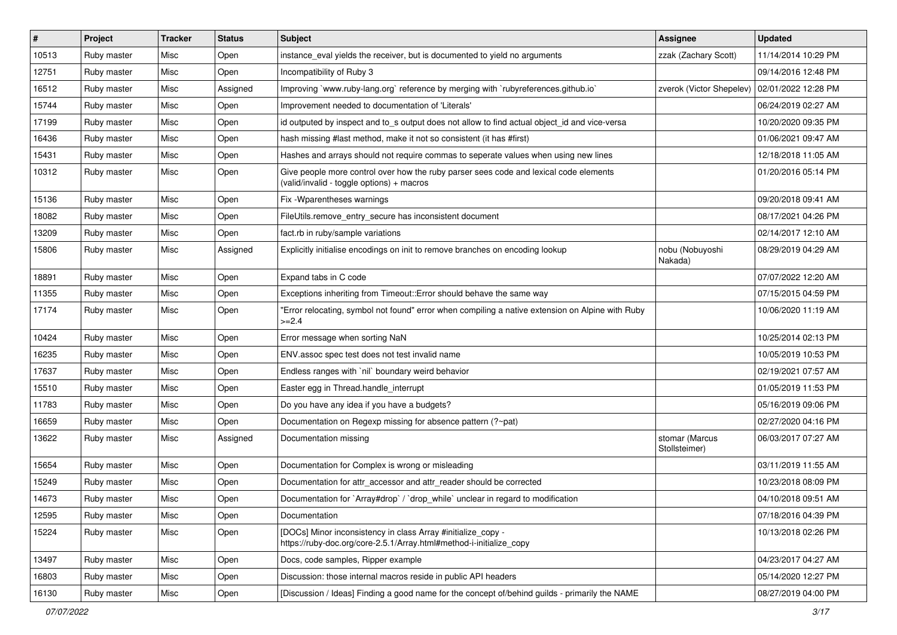| # | Project | Tracker | Status | Subject | Assignee | Updated |
|---|---|---|---|---|---|---|
| 10513 | Ruby master | Misc | Open | instance_eval yields the receiver, but is documented to yield no arguments | zzak (Zachary Scott) | 11/14/2014 10:29 PM |
| 12751 | Ruby master | Misc | Open | Incompatibility of Ruby 3 | | 09/14/2016 12:48 PM |
| 16512 | Ruby master | Misc | Assigned | Improving `www.ruby-lang.org` reference by merging with `rubyreferences.github.io` | zverok (Victor Shepelev) | 02/01/2022 12:28 PM |
| 15744 | Ruby master | Misc | Open | Improvement needed to documentation of 'Literals' | | 06/24/2019 02:27 AM |
| 17199 | Ruby master | Misc | Open | id outputed by inspect and to_s output does not allow to find actual object_id and vice-versa | | 10/20/2020 09:35 PM |
| 16436 | Ruby master | Misc | Open | hash missing #last method, make it not so consistent (it has #first) | | 01/06/2021 09:47 AM |
| 15431 | Ruby master | Misc | Open | Hashes and arrays should not require commas to seperate values when using new lines | | 12/18/2018 11:05 AM |
| 10312 | Ruby master | Misc | Open | Give people more control over how the ruby parser sees code and lexical code elements (valid/invalid - toggle options) + macros | | 01/20/2016 05:14 PM |
| 15136 | Ruby master | Misc | Open | Fix -Wparentheses warnings | | 09/20/2018 09:41 AM |
| 18082 | Ruby master | Misc | Open | FileUtils.remove_entry_secure has inconsistent document | | 08/17/2021 04:26 PM |
| 13209 | Ruby master | Misc | Open | fact.rb in ruby/sample variations | | 02/14/2017 12:10 AM |
| 15806 | Ruby master | Misc | Assigned | Explicitly initialise encodings on init to remove branches on encoding lookup | nobu (Nobuyoshi Nakada) | 08/29/2019 04:29 AM |
| 18891 | Ruby master | Misc | Open | Expand tabs in C code | | 07/07/2022 12:20 AM |
| 11355 | Ruby master | Misc | Open | Exceptions inheriting from Timeout::Error should behave the same way | | 07/15/2015 04:59 PM |
| 17174 | Ruby master | Misc | Open | "Error relocating, symbol not found" error when compiling a native extension on Alpine with Ruby >=2.4 | | 10/06/2020 11:19 AM |
| 10424 | Ruby master | Misc | Open | Error message when sorting NaN | | 10/25/2014 02:13 PM |
| 16235 | Ruby master | Misc | Open | ENV.assoc spec test does not test invalid name | | 10/05/2019 10:53 PM |
| 17637 | Ruby master | Misc | Open | Endless ranges with `nil` boundary weird behavior | | 02/19/2021 07:57 AM |
| 15510 | Ruby master | Misc | Open | Easter egg in Thread.handle_interrupt | | 01/05/2019 11:53 PM |
| 11783 | Ruby master | Misc | Open | Do you have any idea if you have a budgets? | | 05/16/2019 09:06 PM |
| 16659 | Ruby master | Misc | Open | Documentation on Regexp missing for absence pattern (?~pat) | | 02/27/2020 04:16 PM |
| 13622 | Ruby master | Misc | Assigned | Documentation missing | stomar (Marcus Stollsteimer) | 06/03/2017 07:27 AM |
| 15654 | Ruby master | Misc | Open | Documentation for Complex is wrong or misleading | | 03/11/2019 11:55 AM |
| 15249 | Ruby master | Misc | Open | Documentation for attr_accessor and attr_reader should be corrected | | 10/23/2018 08:09 PM |
| 14673 | Ruby master | Misc | Open | Documentation for `Array#drop` / `drop_while` unclear in regard to modification | | 04/10/2018 09:51 AM |
| 12595 | Ruby master | Misc | Open | Documentation | | 07/18/2016 04:39 PM |
| 15224 | Ruby master | Misc | Open | [DOCs] Minor inconsistency in class Array #initialize_copy - https://ruby-doc.org/core-2.5.1/Array.html#method-i-initialize_copy | | 10/13/2018 02:26 PM |
| 13497 | Ruby master | Misc | Open | Docs, code samples, Ripper example | | 04/23/2017 04:27 AM |
| 16803 | Ruby master | Misc | Open | Discussion: those internal macros reside in public API headers | | 05/14/2020 12:27 PM |
| 16130 | Ruby master | Misc | Open | [Discussion / Ideas] Finding a good name for the concept of/behind guilds - primarily the NAME | | 08/27/2019 04:00 PM |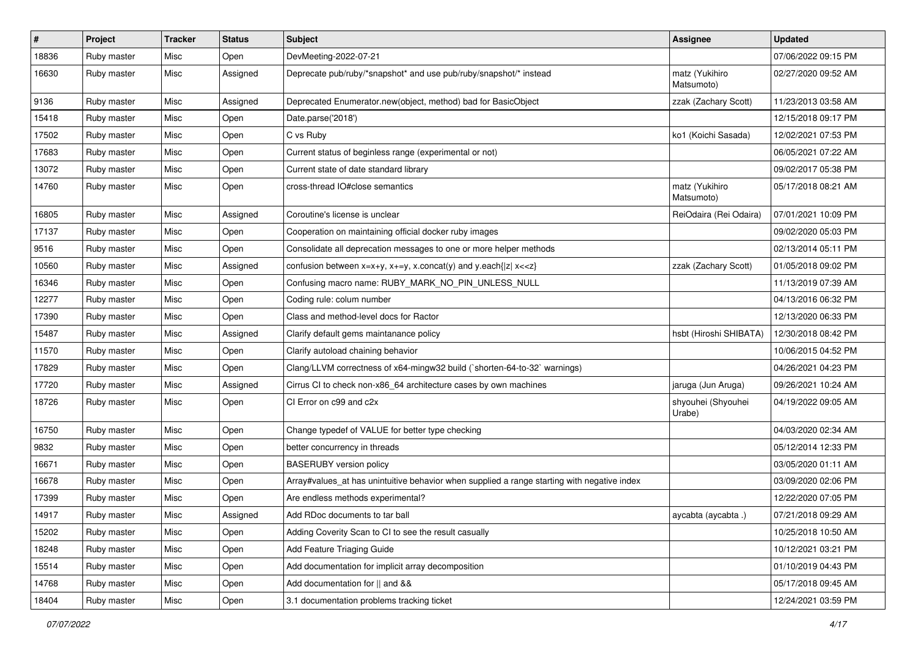| # | Project | Tracker | Status | Subject | Assignee | Updated |
|---|---|---|---|---|---|---|
| 18836 | Ruby master | Misc | Open | DevMeeting-2022-07-21 | | 07/06/2022 09:15 PM |
| 16630 | Ruby master | Misc | Assigned | Deprecate pub/ruby/*snapshot* and use pub/ruby/snapshot/* instead | matz (Yukihiro Matsumoto) | 02/27/2020 09:52 AM |
| 9136 | Ruby master | Misc | Assigned | Deprecated Enumerator.new(object, method) bad for BasicObject | zzak (Zachary Scott) | 11/23/2013 03:58 AM |
| 15418 | Ruby master | Misc | Open | Date.parse('2018') | | 12/15/2018 09:17 PM |
| 17502 | Ruby master | Misc | Open | C vs Ruby | ko1 (Koichi Sasada) | 12/02/2021 07:53 PM |
| 17683 | Ruby master | Misc | Open | Current status of beginless range (experimental or not) | | 06/05/2021 07:22 AM |
| 13072 | Ruby master | Misc | Open | Current state of date standard library | | 09/02/2017 05:38 PM |
| 14760 | Ruby master | Misc | Open | cross-thread IO#close semantics | matz (Yukihiro Matsumoto) | 05/17/2018 08:21 AM |
| 16805 | Ruby master | Misc | Assigned | Coroutine's license is unclear | ReiOdaira (Rei Odaira) | 07/01/2021 10:09 PM |
| 17137 | Ruby master | Misc | Open | Cooperation on maintaining official docker ruby images | | 09/02/2020 05:03 PM |
| 9516 | Ruby master | Misc | Open | Consolidate all deprecation messages to one or more helper methods | | 02/13/2014 05:11 PM |
| 10560 | Ruby master | Misc | Assigned | confusion between x=x+y, x+=y, x.concat(y) and y.each{\|z\| x<<z} | zzak (Zachary Scott) | 01/05/2018 09:02 PM |
| 16346 | Ruby master | Misc | Open | Confusing macro name: RUBY_MARK_NO_PIN_UNLESS_NULL | | 11/13/2019 07:39 AM |
| 12277 | Ruby master | Misc | Open | Coding rule: colum number | | 04/13/2016 06:32 PM |
| 17390 | Ruby master | Misc | Open | Class and method-level docs for Ractor | | 12/13/2020 06:33 PM |
| 15487 | Ruby master | Misc | Assigned | Clarify default gems maintanance policy | hsbt (Hiroshi SHIBATA) | 12/30/2018 08:42 PM |
| 11570 | Ruby master | Misc | Open | Clarify autoload chaining behavior | | 10/06/2015 04:52 PM |
| 17829 | Ruby master | Misc | Open | Clang/LLVM correctness of x64-mingw32 build (`shorten-64-to-32` warnings) | | 04/26/2021 04:23 PM |
| 17720 | Ruby master | Misc | Assigned | Cirrus CI to check non-x86_64 architecture cases by own machines | jaruga (Jun Aruga) | 09/26/2021 10:24 AM |
| 18726 | Ruby master | Misc | Open | CI Error on c99 and c2x | shyouhei (Shyouhei Urabe) | 04/19/2022 09:05 AM |
| 16750 | Ruby master | Misc | Open | Change typedef of VALUE for better type checking | | 04/03/2020 02:34 AM |
| 9832 | Ruby master | Misc | Open | better concurrency in threads | | 05/12/2014 12:33 PM |
| 16671 | Ruby master | Misc | Open | BASERUBY version policy | | 03/05/2020 01:11 AM |
| 16678 | Ruby master | Misc | Open | Array#values_at has unintuitive behavior when supplied a range starting with negative index | | 03/09/2020 02:06 PM |
| 17399 | Ruby master | Misc | Open | Are endless methods experimental? | | 12/22/2020 07:05 PM |
| 14917 | Ruby master | Misc | Assigned | Add RDoc documents to tar ball | aycabta (aycabta .) | 07/21/2018 09:29 AM |
| 15202 | Ruby master | Misc | Open | Adding Coverity Scan to CI to see the result casually | | 10/25/2018 10:50 AM |
| 18248 | Ruby master | Misc | Open | Add Feature Triaging Guide | | 10/12/2021 03:21 PM |
| 15514 | Ruby master | Misc | Open | Add documentation for implicit array decomposition | | 01/10/2019 04:43 PM |
| 14768 | Ruby master | Misc | Open | Add documentation for \|\| and && | | 05/17/2018 09:45 AM |
| 18404 | Ruby master | Misc | Open | 3.1 documentation problems tracking ticket | | 12/24/2021 03:59 PM |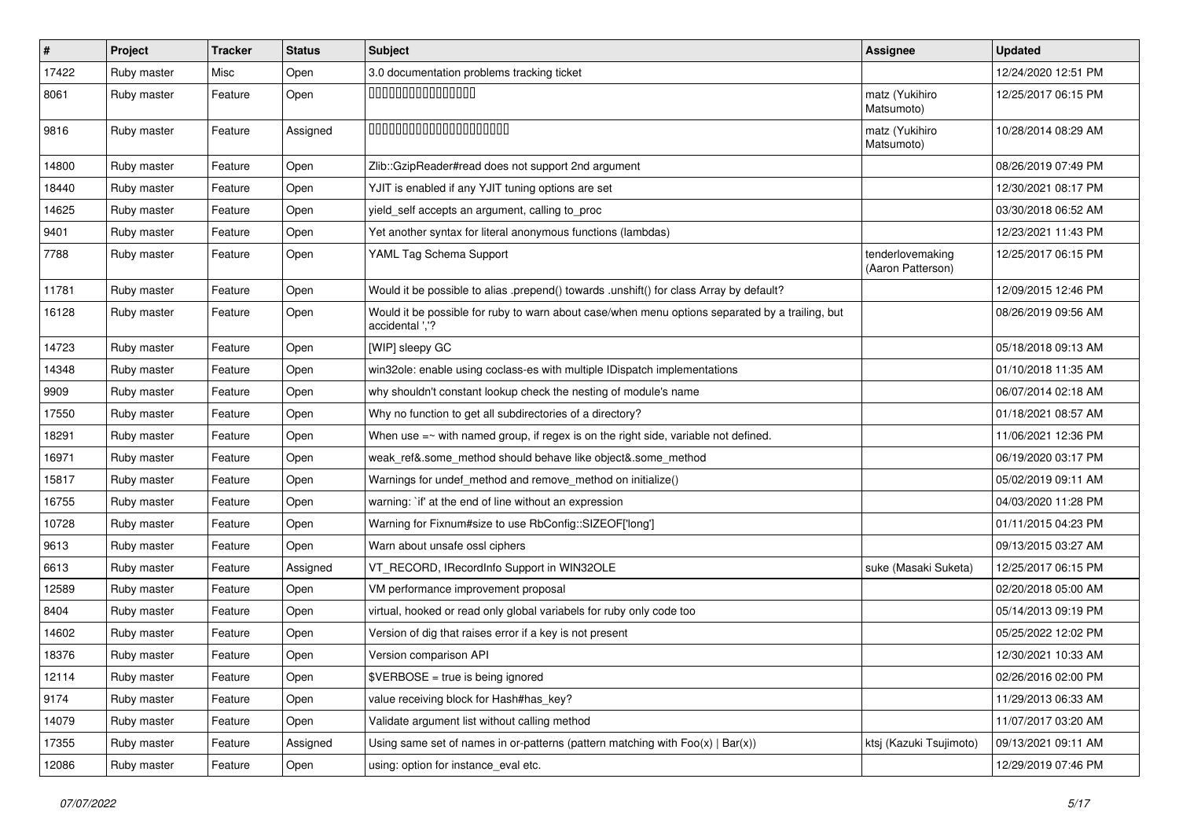| # | Project | Tracker | Status | Subject | Assignee | Updated |
|---|---|---|---|---|---|---|
| 17422 | Ruby master | Misc | Open | 3.0 documentation problems tracking ticket | | 12/24/2020 12:51 PM |
| 8061 | Ruby master | Feature | Open | 0000000000000000 | matz (Yukihiro Matsumoto) | 12/25/2017 06:15 PM |
| 9816 | Ruby master | Feature | Assigned | 0000000000000000000000 | matz (Yukihiro Matsumoto) | 10/28/2014 08:29 AM |
| 14800 | Ruby master | Feature | Open | Zlib::GzipReader#read does not support 2nd argument | | 08/26/2019 07:49 PM |
| 18440 | Ruby master | Feature | Open | YJIT is enabled if any YJIT tuning options are set | | 12/30/2021 08:17 PM |
| 14625 | Ruby master | Feature | Open | yield_self accepts an argument, calling to_proc | | 03/30/2018 06:52 AM |
| 9401 | Ruby master | Feature | Open | Yet another syntax for literal anonymous functions (lambdas) | | 12/23/2021 11:43 PM |
| 7788 | Ruby master | Feature | Open | YAML Tag Schema Support | tenderlovemaking (Aaron Patterson) | 12/25/2017 06:15 PM |
| 11781 | Ruby master | Feature | Open | Would it be possible to alias .prepend() towards .unshift() for class Array by default? | | 12/09/2015 12:46 PM |
| 16128 | Ruby master | Feature | Open | Would it be possible for ruby to warn about case/when menu options separated by a trailing, but accidental ','? | | 08/26/2019 09:56 AM |
| 14723 | Ruby master | Feature | Open | [WIP] sleepy GC | | 05/18/2018 09:13 AM |
| 14348 | Ruby master | Feature | Open | win32ole: enable using coclass-es with multiple IDispatch implementations | | 01/10/2018 11:35 AM |
| 9909 | Ruby master | Feature | Open | why shouldn't constant lookup check the nesting of module's name | | 06/07/2014 02:18 AM |
| 17550 | Ruby master | Feature | Open | Why no function to get all subdirectories of a directory? | | 01/18/2021 08:57 AM |
| 18291 | Ruby master | Feature | Open | When use =~ with named group, if regex is on the right side, variable not defined. | | 11/06/2021 12:36 PM |
| 16971 | Ruby master | Feature | Open | weak_ref&.some_method should behave like object&.some_method | | 06/19/2020 03:17 PM |
| 15817 | Ruby master | Feature | Open | Warnings for undef_method and remove_method on initialize() | | 05/02/2019 09:11 AM |
| 16755 | Ruby master | Feature | Open | warning: `if' at the end of line without an expression | | 04/03/2020 11:28 PM |
| 10728 | Ruby master | Feature | Open | Warning for Fixnum#size to use RbConfig::SIZEOF['long'] | | 01/11/2015 04:23 PM |
| 9613 | Ruby master | Feature | Open | Warn about unsafe ossl ciphers | | 09/13/2015 03:27 AM |
| 6613 | Ruby master | Feature | Assigned | VT_RECORD, IRecordInfo Support in WIN32OLE | suke (Masaki Suketa) | 12/25/2017 06:15 PM |
| 12589 | Ruby master | Feature | Open | VM performance improvement proposal | | 02/20/2018 05:00 AM |
| 8404 | Ruby master | Feature | Open | virtual, hooked or read only global variabels for ruby only code too | | 05/14/2013 09:19 PM |
| 14602 | Ruby master | Feature | Open | Version of dig that raises error if a key is not present | | 05/25/2022 12:02 PM |
| 18376 | Ruby master | Feature | Open | Version comparison API | | 12/30/2021 10:33 AM |
| 12114 | Ruby master | Feature | Open | $VERBOSE = true is being ignored | | 02/26/2016 02:00 PM |
| 9174 | Ruby master | Feature | Open | value receiving block for Hash#has_key? | | 11/29/2013 06:33 AM |
| 14079 | Ruby master | Feature | Open | Validate argument list without calling method | | 11/07/2017 03:20 AM |
| 17355 | Ruby master | Feature | Assigned | Using same set of names in or-patterns (pattern matching with Foo(x) \| Bar(x)) | ktsj (Kazuki Tsujimoto) | 09/13/2021 09:11 AM |
| 12086 | Ruby master | Feature | Open | using: option for instance_eval etc. | | 12/29/2019 07:46 PM |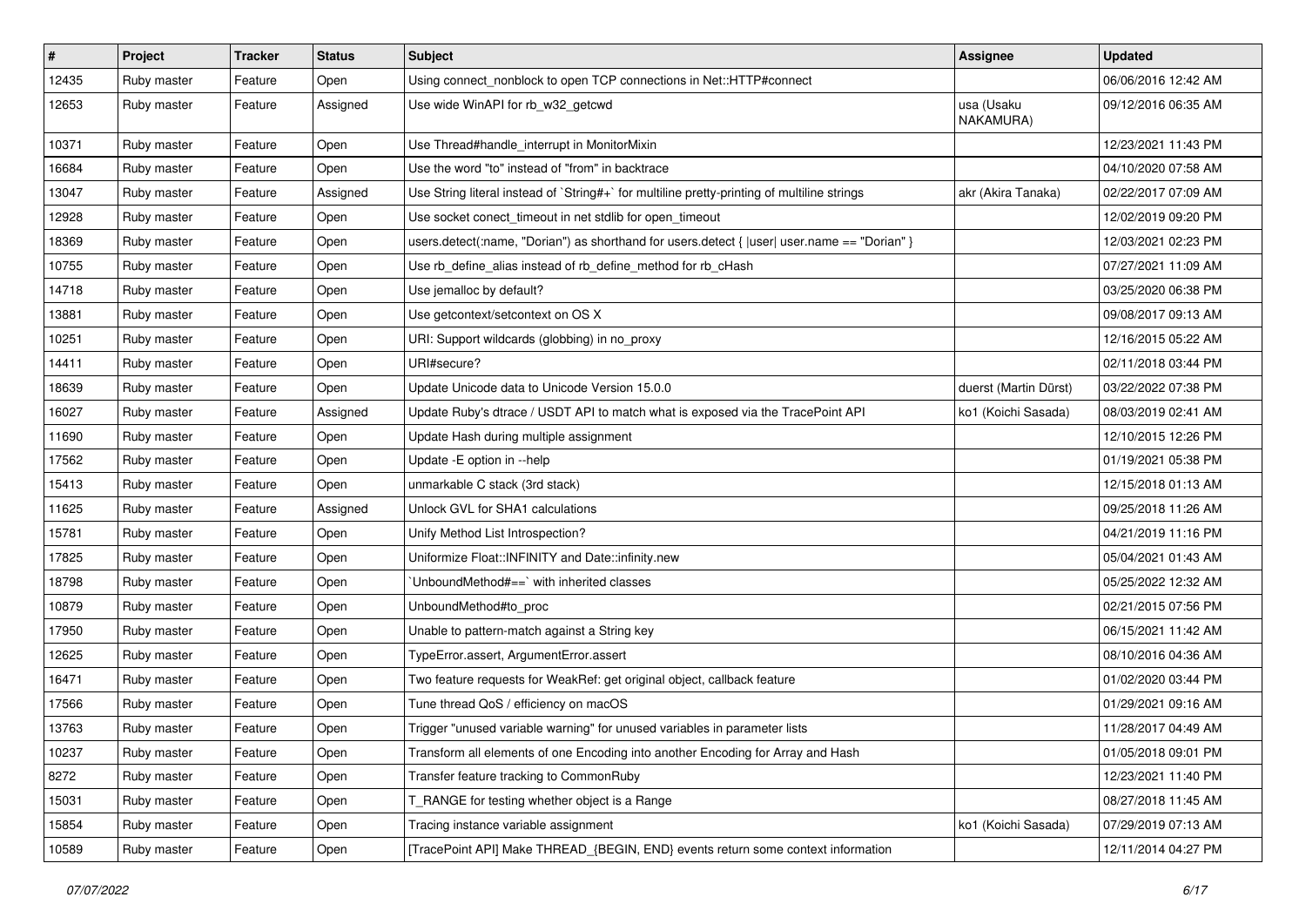| # | Project | Tracker | Status | Subject | Assignee | Updated |
|---|---|---|---|---|---|---|
| 12435 | Ruby master | Feature | Open | Using connect_nonblock to open TCP connections in Net::HTTP#connect | | 06/06/2016 12:42 AM |
| 12653 | Ruby master | Feature | Assigned | Use wide WinAPI for rb_w32_getcwd | usa (Usaku NAKAMURA) | 09/12/2016 06:35 AM |
| 10371 | Ruby master | Feature | Open | Use Thread#handle_interrupt in MonitorMixin | | 12/23/2021 11:43 PM |
| 16684 | Ruby master | Feature | Open | Use the word "to" instead of "from" in backtrace | | 04/10/2020 07:58 AM |
| 13047 | Ruby master | Feature | Assigned | Use String literal instead of `String#+` for multiline pretty-printing of multiline strings | akr (Akira Tanaka) | 02/22/2017 07:09 AM |
| 12928 | Ruby master | Feature | Open | Use socket conect_timeout in net stdlib for open_timeout | | 12/02/2019 09:20 PM |
| 18369 | Ruby master | Feature | Open | users.detect(:name, "Dorian") as shorthand for users.detect { \|user\| user.name == "Dorian" } | | 12/03/2021 02:23 PM |
| 10755 | Ruby master | Feature | Open | Use rb_define_alias instead of rb_define_method for rb_cHash | | 07/27/2021 11:09 AM |
| 14718 | Ruby master | Feature | Open | Use jemalloc by default? | | 03/25/2020 06:38 PM |
| 13881 | Ruby master | Feature | Open | Use getcontext/setcontext on OS X | | 09/08/2017 09:13 AM |
| 10251 | Ruby master | Feature | Open | URI: Support wildcards (globbing) in no_proxy | | 12/16/2015 05:22 AM |
| 14411 | Ruby master | Feature | Open | URI#secure? | | 02/11/2018 03:44 PM |
| 18639 | Ruby master | Feature | Open | Update Unicode data to Unicode Version 15.0.0 | duerst (Martin Dürst) | 03/22/2022 07:38 PM |
| 16027 | Ruby master | Feature | Assigned | Update Ruby's dtrace / USDT API to match what is exposed via the TracePoint API | ko1 (Koichi Sasada) | 08/03/2019 02:41 AM |
| 11690 | Ruby master | Feature | Open | Update Hash during multiple assignment | | 12/10/2015 12:26 PM |
| 17562 | Ruby master | Feature | Open | Update -E option in --help | | 01/19/2021 05:38 PM |
| 15413 | Ruby master | Feature | Open | unmarkable C stack (3rd stack) | | 12/15/2018 01:13 AM |
| 11625 | Ruby master | Feature | Assigned | Unlock GVL for SHA1 calculations | | 09/25/2018 11:26 AM |
| 15781 | Ruby master | Feature | Open | Unify Method List Introspection? | | 04/21/2019 11:16 PM |
| 17825 | Ruby master | Feature | Open | Uniformize Float::INFINITY and Date::infinity.new | | 05/04/2021 01:43 AM |
| 18798 | Ruby master | Feature | Open | `UnboundMethod#==` with inherited classes | | 05/25/2022 12:32 AM |
| 10879 | Ruby master | Feature | Open | UnboundMethod#to_proc | | 02/21/2015 07:56 PM |
| 17950 | Ruby master | Feature | Open | Unable to pattern-match against a String key | | 06/15/2021 11:42 AM |
| 12625 | Ruby master | Feature | Open | TypeError.assert, ArgumentError.assert | | 08/10/2016 04:36 AM |
| 16471 | Ruby master | Feature | Open | Two feature requests for WeakRef: get original object, callback feature | | 01/02/2020 03:44 PM |
| 17566 | Ruby master | Feature | Open | Tune thread QoS / efficiency on macOS | | 01/29/2021 09:16 AM |
| 13763 | Ruby master | Feature | Open | Trigger "unused variable warning" for unused variables in parameter lists | | 11/28/2017 04:49 AM |
| 10237 | Ruby master | Feature | Open | Transform all elements of one Encoding into another Encoding for Array and Hash | | 01/05/2018 09:01 PM |
| 8272 | Ruby master | Feature | Open | Transfer feature tracking to CommonRuby | | 12/23/2021 11:40 PM |
| 15031 | Ruby master | Feature | Open | T_RANGE for testing whether object is a Range | | 08/27/2018 11:45 AM |
| 15854 | Ruby master | Feature | Open | Tracing instance variable assignment | ko1 (Koichi Sasada) | 07/29/2019 07:13 AM |
| 10589 | Ruby master | Feature | Open | [TracePoint API] Make THREAD_{BEGIN, END} events return some context information | | 12/11/2014 04:27 PM |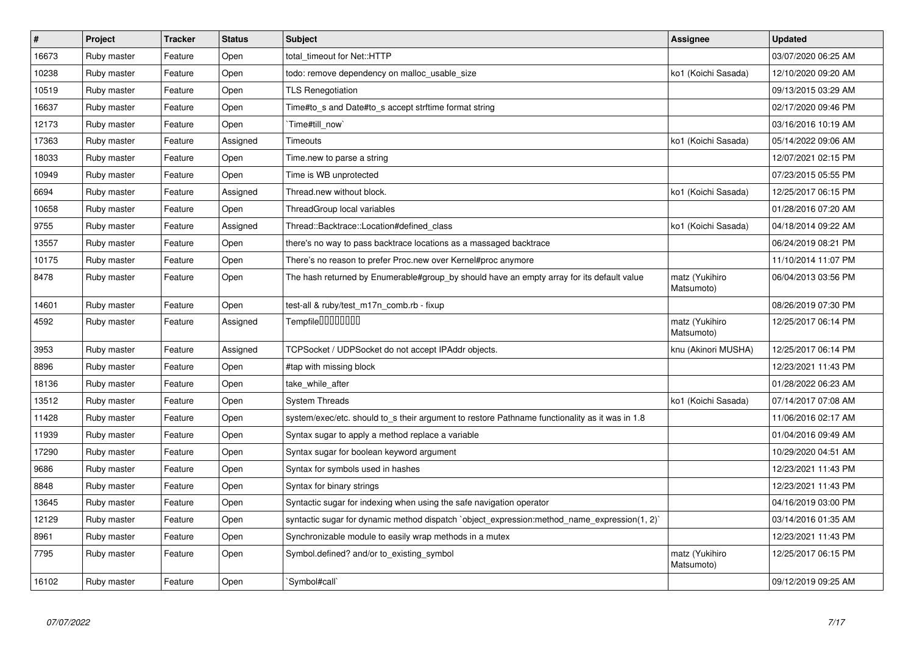| # | Project | Tracker | Status | Subject | Assignee | Updated |
|---|---|---|---|---|---|---|
| 16673 | Ruby master | Feature | Open | total_timeout for Net::HTTP | | 03/07/2020 06:25 AM |
| 10238 | Ruby master | Feature | Open | todo: remove dependency on malloc_usable_size | ko1 (Koichi Sasada) | 12/10/2020 09:20 AM |
| 10519 | Ruby master | Feature | Open | TLS Renegotiation | | 09/13/2015 03:29 AM |
| 16637 | Ruby master | Feature | Open | Time#to_s and Date#to_s accept strftime format string | | 02/17/2020 09:46 PM |
| 12173 | Ruby master | Feature | Open | `Time#till_now` | | 03/16/2016 10:19 AM |
| 17363 | Ruby master | Feature | Assigned | Timeouts | ko1 (Koichi Sasada) | 05/14/2022 09:06 AM |
| 18033 | Ruby master | Feature | Open | Time.new to parse a string | | 12/07/2021 02:15 PM |
| 10949 | Ruby master | Feature | Open | Time is WB unprotected | | 07/23/2015 05:55 PM |
| 6694 | Ruby master | Feature | Assigned | Thread.new without block. | ko1 (Koichi Sasada) | 12/25/2017 06:15 PM |
| 10658 | Ruby master | Feature | Open | ThreadGroup local variables | | 01/28/2016 07:20 AM |
| 9755 | Ruby master | Feature | Assigned | Thread::Backtrace::Location#defined_class | ko1 (Koichi Sasada) | 04/18/2014 09:22 AM |
| 13557 | Ruby master | Feature | Open | there's no way to pass backtrace locations as a massaged backtrace | | 06/24/2019 08:21 PM |
| 10175 | Ruby master | Feature | Open | There's no reason to prefer Proc.new over Kernel#proc anymore | | 11/10/2014 11:07 PM |
| 8478 | Ruby master | Feature | Open | The hash returned by Enumerable#group_by should have an empty array for its default value | matz (Yukihiro Matsumoto) | 06/04/2013 03:56 PM |
| 14601 | Ruby master | Feature | Open | test-all & ruby/test_m17n_comb.rb - fixup | | 08/26/2019 07:30 PM |
| 4592 | Ruby master | Feature | Assigned | Tempfile�������� | matz (Yukihiro Matsumoto) | 12/25/2017 06:14 PM |
| 3953 | Ruby master | Feature | Assigned | TCPSocket / UDPSocket do not accept IPAddr objects. | knu (Akinori MUSHA) | 12/25/2017 06:14 PM |
| 8896 | Ruby master | Feature | Open | #tap with missing block | | 12/23/2021 11:43 PM |
| 18136 | Ruby master | Feature | Open | take_while_after | | 01/28/2022 06:23 AM |
| 13512 | Ruby master | Feature | Open | System Threads | ko1 (Koichi Sasada) | 07/14/2017 07:08 AM |
| 11428 | Ruby master | Feature | Open | system/exec/etc. should to_s their argument to restore Pathname functionality as it was in 1.8 | | 11/06/2016 02:17 AM |
| 11939 | Ruby master | Feature | Open | Syntax sugar to apply a method replace a variable | | 01/04/2016 09:49 AM |
| 17290 | Ruby master | Feature | Open | Syntax sugar for boolean keyword argument | | 10/29/2020 04:51 AM |
| 9686 | Ruby master | Feature | Open | Syntax for symbols used in hashes | | 12/23/2021 11:43 PM |
| 8848 | Ruby master | Feature | Open | Syntax for binary strings | | 12/23/2021 11:43 PM |
| 13645 | Ruby master | Feature | Open | Syntactic sugar for indexing when using the safe navigation operator | | 04/16/2019 03:00 PM |
| 12129 | Ruby master | Feature | Open | syntactic sugar for dynamic method dispatch `object_expression:method_name_expression(1, 2)` | | 03/14/2016 01:35 AM |
| 8961 | Ruby master | Feature | Open | Synchronizable module to easily wrap methods in a mutex | | 12/23/2021 11:43 PM |
| 7795 | Ruby master | Feature | Open | Symbol.defined? and/or to_existing_symbol | matz (Yukihiro Matsumoto) | 12/25/2017 06:15 PM |
| 16102 | Ruby master | Feature | Open | `Symbol#call` | | 09/12/2019 09:25 AM |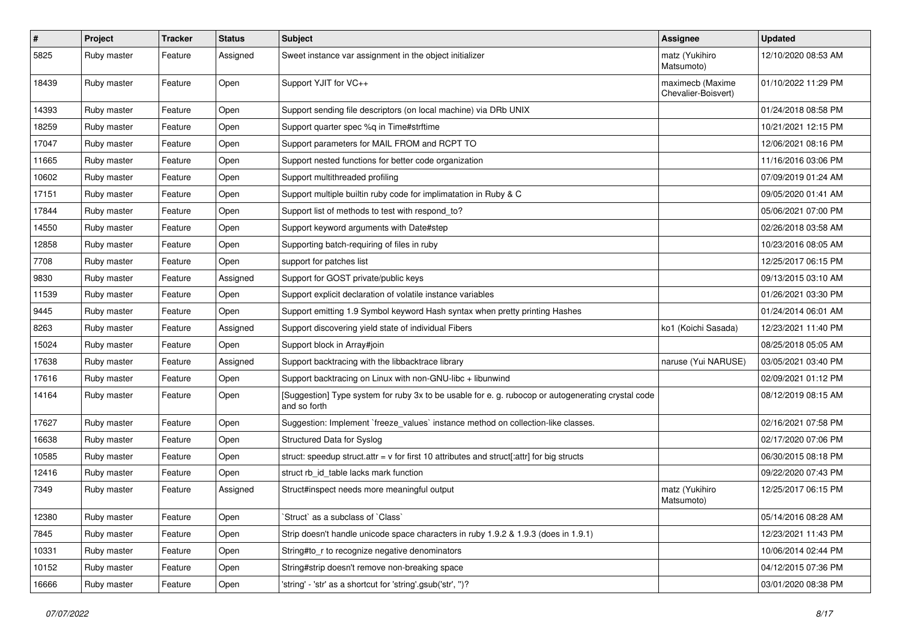| # | Project | Tracker | Status | Subject | Assignee | Updated |
| --- | --- | --- | --- | --- | --- | --- |
| 5825 | Ruby master | Feature | Assigned | Sweet instance var assignment in the object initializer | matz (Yukihiro Matsumoto) | 12/10/2020 08:53 AM |
| 18439 | Ruby master | Feature | Open | Support YJIT for VC++ | maximecb (Maxime Chevalier-Boisvert) | 01/10/2022 11:29 PM |
| 14393 | Ruby master | Feature | Open | Support sending file descriptors (on local machine) via DRb UNIX | | 01/24/2018 08:58 PM |
| 18259 | Ruby master | Feature | Open | Support quarter spec %q in Time#strftime | | 10/21/2021 12:15 PM |
| 17047 | Ruby master | Feature | Open | Support parameters for MAIL FROM and RCPT TO | | 12/06/2021 08:16 PM |
| 11665 | Ruby master | Feature | Open | Support nested functions for better code organization | | 11/16/2016 03:06 PM |
| 10602 | Ruby master | Feature | Open | Support multithreaded profiling | | 07/09/2019 01:24 AM |
| 17151 | Ruby master | Feature | Open | Support multiple builtin ruby code for implimatation in Ruby & C | | 09/05/2020 01:41 AM |
| 17844 | Ruby master | Feature | Open | Support list of methods to test with respond_to? | | 05/06/2021 07:00 PM |
| 14550 | Ruby master | Feature | Open | Support keyword arguments with Date#step | | 02/26/2018 03:58 AM |
| 12858 | Ruby master | Feature | Open | Supporting batch-requiring of files in ruby | | 10/23/2016 08:05 AM |
| 7708 | Ruby master | Feature | Open | support for patches list | | 12/25/2017 06:15 PM |
| 9830 | Ruby master | Feature | Assigned | Support for GOST private/public keys | | 09/13/2015 03:10 AM |
| 11539 | Ruby master | Feature | Open | Support explicit declaration of volatile instance variables | | 01/26/2021 03:30 PM |
| 9445 | Ruby master | Feature | Open | Support emitting 1.9 Symbol keyword Hash syntax when pretty printing Hashes | | 01/24/2014 06:01 AM |
| 8263 | Ruby master | Feature | Assigned | Support discovering yield state of individual Fibers | ko1 (Koichi Sasada) | 12/23/2021 11:40 PM |
| 15024 | Ruby master | Feature | Open | Support block in Array#join | | 08/25/2018 05:05 AM |
| 17638 | Ruby master | Feature | Assigned | Support backtracing with the libbacktrace library | naruse (Yui NARUSE) | 03/05/2021 03:40 PM |
| 17616 | Ruby master | Feature | Open | Support backtracing on Linux with non-GNU-libc + libunwind | | 02/09/2021 01:12 PM |
| 14164 | Ruby master | Feature | Open | [Suggestion] Type system for ruby 3x to be usable for e. g. rubocop or autogenerating crystal code and so forth | | 08/12/2019 08:15 AM |
| 17627 | Ruby master | Feature | Open | Suggestion: Implement `freeze_values` instance method on collection-like classes. | | 02/16/2021 07:58 PM |
| 16638 | Ruby master | Feature | Open | Structured Data for Syslog | | 02/17/2020 07:06 PM |
| 10585 | Ruby master | Feature | Open | struct: speedup struct.attr = v for first 10 attributes and struct[:attr] for big structs | | 06/30/2015 08:18 PM |
| 12416 | Ruby master | Feature | Open | struct rb_id_table lacks mark function | | 09/22/2020 07:43 PM |
| 7349 | Ruby master | Feature | Assigned | Struct#inspect needs more meaningful output | matz (Yukihiro Matsumoto) | 12/25/2017 06:15 PM |
| 12380 | Ruby master | Feature | Open | `Struct` as a subclass of `Class` | | 05/14/2016 08:28 AM |
| 7845 | Ruby master | Feature | Open | Strip doesn't handle unicode space characters in ruby 1.9.2 & 1.9.3 (does in 1.9.1) | | 12/23/2021 11:43 PM |
| 10331 | Ruby master | Feature | Open | String#to_r to recognize negative denominators | | 10/06/2014 02:44 PM |
| 10152 | Ruby master | Feature | Open | String#strip doesn't remove non-breaking space | | 04/12/2015 07:36 PM |
| 16666 | Ruby master | Feature | Open | 'string' - 'str' as a shortcut for 'string'.gsub('str', '')? | | 03/01/2020 08:38 PM |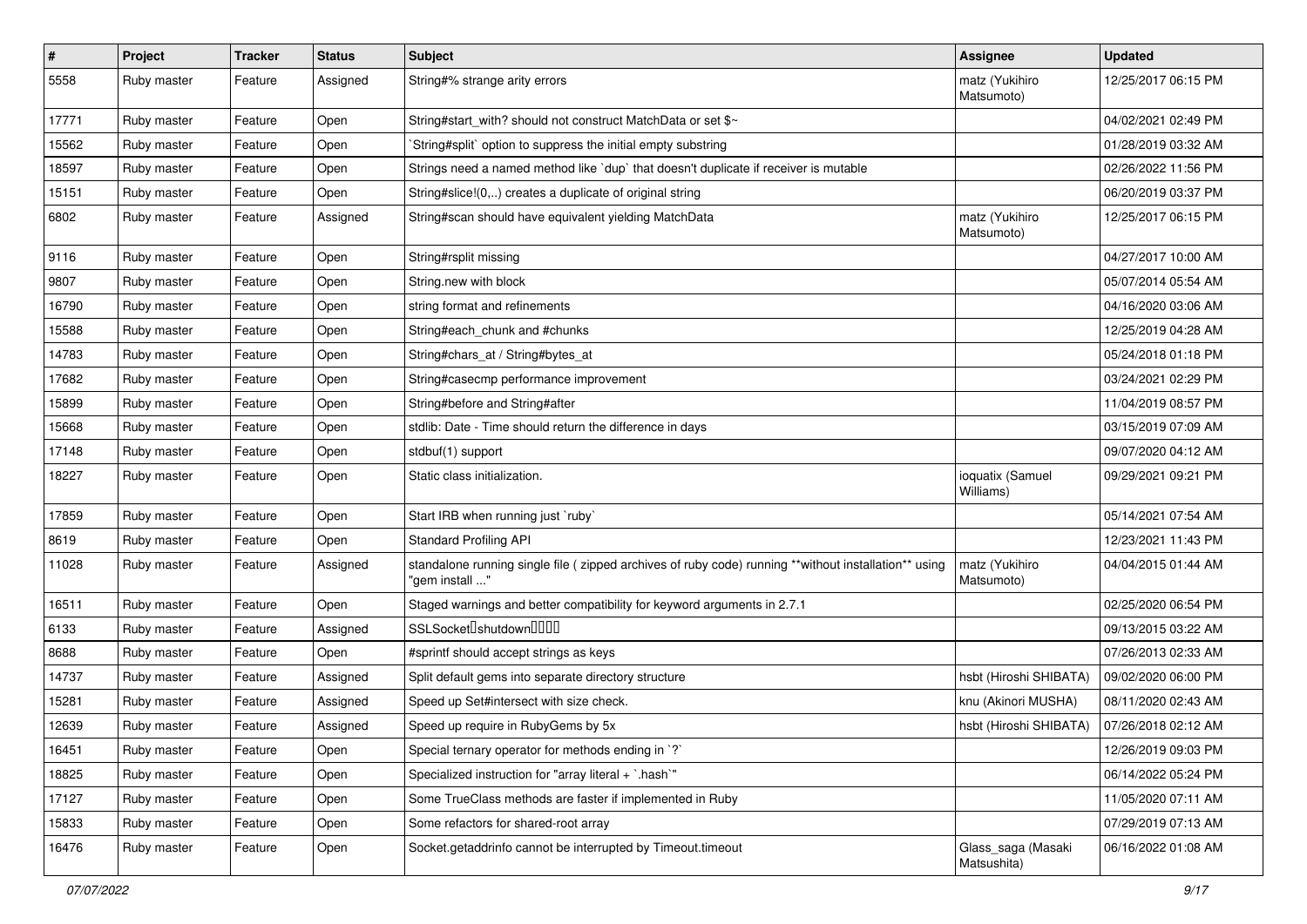| # | Project | Tracker | Status | Subject | Assignee | Updated |
|---|---|---|---|---|---|---|
| 5558 | Ruby master | Feature | Assigned | String#% strange arity errors | matz (Yukihiro Matsumoto) | 12/25/2017 06:15 PM |
| 17771 | Ruby master | Feature | Open | String#start_with? should not construct MatchData or set $~ | | 04/02/2021 02:49 PM |
| 15562 | Ruby master | Feature | Open | `String#split` option to suppress the initial empty substring | | 01/28/2019 03:32 AM |
| 18597 | Ruby master | Feature | Open | Strings need a named method like `dup` that doesn't duplicate if receiver is mutable | | 02/26/2022 11:56 PM |
| 15151 | Ruby master | Feature | Open | String#slice!(0,..) creates a duplicate of original string | | 06/20/2019 03:37 PM |
| 6802 | Ruby master | Feature | Assigned | String#scan should have equivalent yielding MatchData | matz (Yukihiro Matsumoto) | 12/25/2017 06:15 PM |
| 9116 | Ruby master | Feature | Open | String#rsplit missing | | 04/27/2017 10:00 AM |
| 9807 | Ruby master | Feature | Open | String.new with block | | 05/07/2014 05:54 AM |
| 16790 | Ruby master | Feature | Open | string format and refinements | | 04/16/2020 03:06 AM |
| 15588 | Ruby master | Feature | Open | String#each_chunk and #chunks | | 12/25/2019 04:28 AM |
| 14783 | Ruby master | Feature | Open | String#chars_at / String#bytes_at | | 05/24/2018 01:18 PM |
| 17682 | Ruby master | Feature | Open | String#casecmp performance improvement | | 03/24/2021 02:29 PM |
| 15899 | Ruby master | Feature | Open | String#before and String#after | | 11/04/2019 08:57 PM |
| 15668 | Ruby master | Feature | Open | stdlib: Date - Time should return the difference in days | | 03/15/2019 07:09 AM |
| 17148 | Ruby master | Feature | Open | stdbuf(1) support | | 09/07/2020 04:12 AM |
| 18227 | Ruby master | Feature | Open | Static class initialization. | ioquatix (Samuel Williams) | 09/29/2021 09:21 PM |
| 17859 | Ruby master | Feature | Open | Start IRB when running just `ruby` | | 05/14/2021 07:54 AM |
| 8619 | Ruby master | Feature | Open | Standard Profiling API | | 12/23/2021 11:43 PM |
| 11028 | Ruby master | Feature | Assigned | standalone running single file ( zipped archives of ruby code) running **without installation** using "gem install ..." | matz (Yukihiro Matsumoto) | 04/04/2015 01:44 AM |
| 16511 | Ruby master | Feature | Open | Staged warnings and better compatibility for keyword arguments in 2.7.1 | | 02/25/2020 06:54 PM |
| 6133 | Ruby master | Feature | Assigned | SSLSocket□shutdown□□□□ | | 09/13/2015 03:22 AM |
| 8688 | Ruby master | Feature | Open | #sprintf should accept strings as keys | | 07/26/2013 02:33 AM |
| 14737 | Ruby master | Feature | Assigned | Split default gems into separate directory structure | hsbt (Hiroshi SHIBATA) | 09/02/2020 06:00 PM |
| 15281 | Ruby master | Feature | Assigned | Speed up Set#intersect with size check. | knu (Akinori MUSHA) | 08/11/2020 02:43 AM |
| 12639 | Ruby master | Feature | Assigned | Speed up require in RubyGems by 5x | hsbt (Hiroshi SHIBATA) | 07/26/2018 02:12 AM |
| 16451 | Ruby master | Feature | Open | Special ternary operator for methods ending in `?` | | 12/26/2019 09:03 PM |
| 18825 | Ruby master | Feature | Open | Specialized instruction for "array literal + `.hash`" | | 06/14/2022 05:24 PM |
| 17127 | Ruby master | Feature | Open | Some TrueClass methods are faster if implemented in Ruby | | 11/05/2020 07:11 AM |
| 15833 | Ruby master | Feature | Open | Some refactors for shared-root array | | 07/29/2019 07:13 AM |
| 16476 | Ruby master | Feature | Open | Socket.getaddrinfo cannot be interrupted by Timeout.timeout | Glass_saga (Masaki Matsushita) | 06/16/2022 01:08 AM |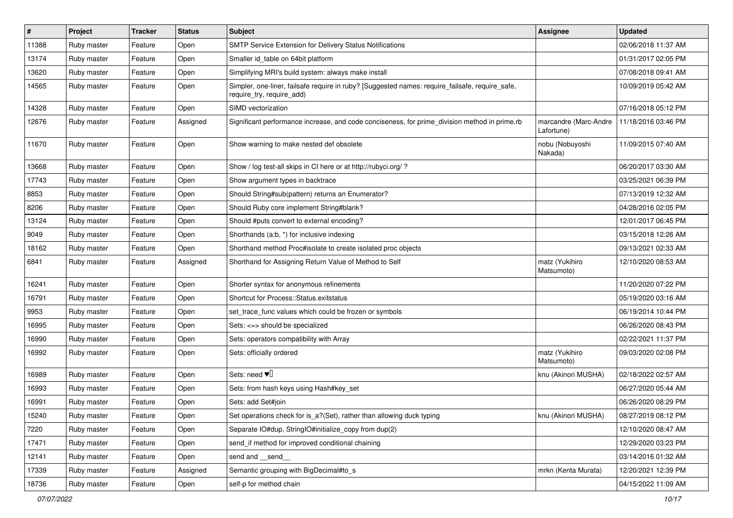| # | Project | Tracker | Status | Subject | Assignee | Updated |
|---|---|---|---|---|---|---|
| 11388 | Ruby master | Feature | Open | SMTP Service Extension for Delivery Status Notifications | | 02/06/2018 11:37 AM |
| 13174 | Ruby master | Feature | Open | Smaller id_table on 64bit platform | | 01/31/2017 02:05 PM |
| 13620 | Ruby master | Feature | Open | Simplifying MRI's build system: always make install | | 07/08/2018 09:41 AM |
| 14565 | Ruby master | Feature | Open | Simpler, one-liner, failsafe require in ruby? [Suggested names: require_failsafe, require_safe, require_try, require_add) | | 10/09/2019 05:42 AM |
| 14328 | Ruby master | Feature | Open | SIMD vectorization | | 07/16/2018 05:12 PM |
| 12676 | Ruby master | Feature | Assigned | Significant performance increase, and code conciseness, for prime_division method in prime.rb | marcandre (Marc-Andre Lafortune) | 11/18/2016 03:46 PM |
| 11670 | Ruby master | Feature | Open | Show warning to make nested def obsolete | nobu (Nobuyoshi Nakada) | 11/09/2015 07:40 AM |
| 13668 | Ruby master | Feature | Open | Show / log test-all skips in CI here or at http://rubyci.org/ ? | | 06/20/2017 03:30 AM |
| 17743 | Ruby master | Feature | Open | Show argument types in backtrace | | 03/25/2021 06:39 PM |
| 8853 | Ruby master | Feature | Open | Should String#sub(pattern) returns an Enumerator? | | 07/13/2019 12:32 AM |
| 8206 | Ruby master | Feature | Open | Should Ruby core implement String#blank? | | 04/28/2016 02:05 PM |
| 13124 | Ruby master | Feature | Open | Should #puts convert to external encoding? | | 12/01/2017 06:45 PM |
| 9049 | Ruby master | Feature | Open | Shorthands (a:b, *) for inclusive indexing | | 03/15/2018 12:26 AM |
| 18162 | Ruby master | Feature | Open | Shorthand method Proc#isolate to create isolated proc objects | | 09/13/2021 02:33 AM |
| 6841 | Ruby master | Feature | Assigned | Shorthand for Assigning Return Value of Method to Self | matz (Yukihiro Matsumoto) | 12/10/2020 08:53 AM |
| 16241 | Ruby master | Feature | Open | Shorter syntax for anonymous refinements | | 11/20/2020 07:22 PM |
| 16791 | Ruby master | Feature | Open | Shortcut for Process::Status.exitstatus | | 05/19/2020 03:16 AM |
| 9953 | Ruby master | Feature | Open | set_trace_func values which could be frozen or symbols | | 06/19/2014 10:44 PM |
| 16995 | Ruby master | Feature | Open | Sets: <=> should be specialized | | 06/26/2020 08:43 PM |
| 16990 | Ruby master | Feature | Open | Sets: operators compatibility with Array | | 02/22/2021 11:37 PM |
| 16992 | Ruby master | Feature | Open | Sets: officially ordered | matz (Yukihiro Matsumoto) | 09/03/2020 02:08 PM |
| 16989 | Ruby master | Feature | Open | Sets: need ♥️ | knu (Akinori MUSHA) | 02/18/2022 02:57 AM |
| 16993 | Ruby master | Feature | Open | Sets: from hash keys using Hash#key_set | | 06/27/2020 05:44 AM |
| 16991 | Ruby master | Feature | Open | Sets: add Set#join | | 06/26/2020 08:29 PM |
| 15240 | Ruby master | Feature | Open | Set operations check for is_a?(Set), rather than allowing duck typing | knu (Akinori MUSHA) | 08/27/2019 08:12 PM |
| 7220 | Ruby master | Feature | Open | Separate IO#dup, StringIO#initialize_copy from dup(2) | | 12/10/2020 08:47 AM |
| 17471 | Ruby master | Feature | Open | send_if method for improved conditional chaining | | 12/29/2020 03:23 PM |
| 12141 | Ruby master | Feature | Open | send and __send__ | | 03/14/2016 01:32 AM |
| 17339 | Ruby master | Feature | Assigned | Semantic grouping with BigDecimal#to_s | mrkn (Kenta Murata) | 12/20/2021 12:39 PM |
| 18736 | Ruby master | Feature | Open | self-p for method chain | | 04/15/2022 11:09 AM |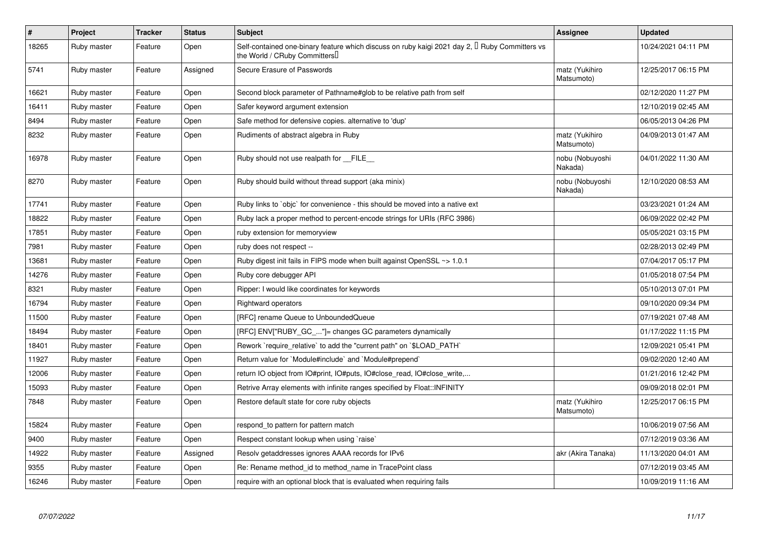| # | Project | Tracker | Status | Subject | Assignee | Updated |
|---|---|---|---|---|---|---|
| 18265 | Ruby master | Feature | Open | Self-contained one-binary feature which discuss on ruby kaigi 2021 day 2, 「Ruby Committers vs the World / CRuby Committers」 | | 10/24/2021 04:11 PM |
| 5741 | Ruby master | Feature | Assigned | Secure Erasure of Passwords | matz (Yukihiro Matsumoto) | 12/25/2017 06:15 PM |
| 16621 | Ruby master | Feature | Open | Second block parameter of Pathname#glob to be relative path from self | | 02/12/2020 11:27 PM |
| 16411 | Ruby master | Feature | Open | Safer keyword argument extension | | 12/10/2019 02:45 AM |
| 8494 | Ruby master | Feature | Open | Safe method for defensive copies. alternative to 'dup' | | 06/05/2013 04:26 PM |
| 8232 | Ruby master | Feature | Open | Rudiments of abstract algebra in Ruby | matz (Yukihiro Matsumoto) | 04/09/2013 01:47 AM |
| 16978 | Ruby master | Feature | Open | Ruby should not use realpath for __FILE__ | nobu (Nobuyoshi Nakada) | 04/01/2022 11:30 AM |
| 8270 | Ruby master | Feature | Open | Ruby should build without thread support (aka minix) | nobu (Nobuyoshi Nakada) | 12/10/2020 08:53 AM |
| 17741 | Ruby master | Feature | Open | Ruby links to `objc` for convenience - this should be moved into a native ext | | 03/23/2021 01:24 AM |
| 18822 | Ruby master | Feature | Open | Ruby lack a proper method to percent-encode strings for URIs (RFC 3986) | | 06/09/2022 02:42 PM |
| 17851 | Ruby master | Feature | Open | ruby extension for memoryview | | 05/05/2021 03:15 PM |
| 7981 | Ruby master | Feature | Open | ruby does not respect -- | | 02/28/2013 02:49 PM |
| 13681 | Ruby master | Feature | Open | Ruby digest init fails in FIPS mode when built against OpenSSL ~> 1.0.1 | | 07/04/2017 05:17 PM |
| 14276 | Ruby master | Feature | Open | Ruby core debugger API | | 01/05/2018 07:54 PM |
| 8321 | Ruby master | Feature | Open | Ripper: I would like coordinates for keywords | | 05/10/2013 07:01 PM |
| 16794 | Ruby master | Feature | Open | Rightward operators | | 09/10/2020 09:34 PM |
| 11500 | Ruby master | Feature | Open | [RFC] rename Queue to UnboundedQueue | | 07/19/2021 07:48 AM |
| 18494 | Ruby master | Feature | Open | [RFC] ENV["RUBY_GC_..."]= changes GC parameters dynamically | | 01/17/2022 11:15 PM |
| 18401 | Ruby master | Feature | Open | Rework `require_relative` to add the "current path" on `$LOAD_PATH` | | 12/09/2021 05:41 PM |
| 11927 | Ruby master | Feature | Open | Return value for `Module#include` and `Module#prepend` | | 09/02/2020 12:40 AM |
| 12006 | Ruby master | Feature | Open | return IO object from IO#print, IO#puts, IO#close_read, IO#close_write,... | | 01/21/2016 12:42 PM |
| 15093 | Ruby master | Feature | Open | Retrive Array elements with infinite ranges specified by Float::INFINITY | | 09/09/2018 02:01 PM |
| 7848 | Ruby master | Feature | Open | Restore default state for core ruby objects | matz (Yukihiro Matsumoto) | 12/25/2017 06:15 PM |
| 15824 | Ruby master | Feature | Open | respond_to pattern for pattern match | | 10/06/2019 07:56 AM |
| 9400 | Ruby master | Feature | Open | Respect constant lookup when using `raise` | | 07/12/2019 03:36 AM |
| 14922 | Ruby master | Feature | Assigned | Resolv getaddresses ignores AAAA records for IPv6 | akr (Akira Tanaka) | 11/13/2020 04:01 AM |
| 9355 | Ruby master | Feature | Open | Re: Rename method_id to method_name in TracePoint class | | 07/12/2019 03:45 AM |
| 16246 | Ruby master | Feature | Open | require with an optional block that is evaluated when requiring fails | | 10/09/2019 11:16 AM |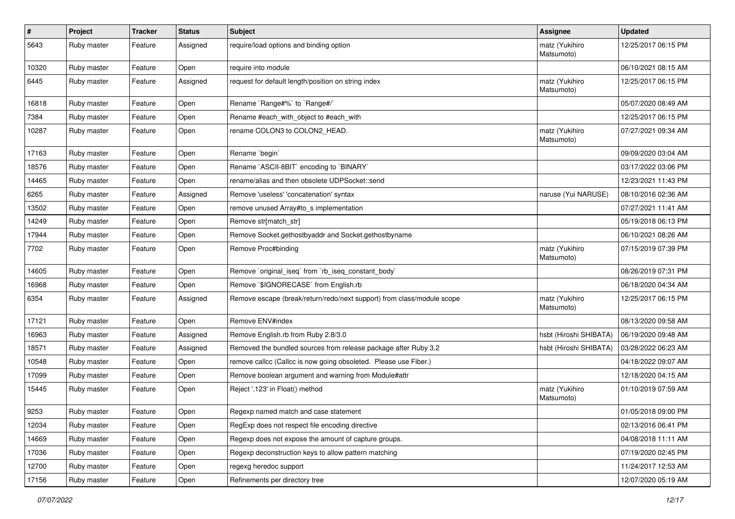| # | Project | Tracker | Status | Subject | Assignee | Updated |
|---|---|---|---|---|---|---|
| 5643 | Ruby master | Feature | Assigned | require/load options and binding option | matz (Yukihiro Matsumoto) | 12/25/2017 06:15 PM |
| 10320 | Ruby master | Feature | Open | require into module | | 06/10/2021 08:15 AM |
| 6445 | Ruby master | Feature | Assigned | request for default length/position on string index | matz (Yukihiro Matsumoto) | 12/25/2017 06:15 PM |
| 16818 | Ruby master | Feature | Open | Rename `Range#%` to `Range#/` | | 05/07/2020 08:49 AM |
| 7384 | Ruby master | Feature | Open | Rename #each_with_object to #each_with | | 12/25/2017 06:15 PM |
| 10287 | Ruby master | Feature | Open | rename COLON3 to COLON2_HEAD. | matz (Yukihiro Matsumoto) | 07/27/2021 09:34 AM |
| 17163 | Ruby master | Feature | Open | Rename `begin` | | 09/09/2020 03:04 AM |
| 18576 | Ruby master | Feature | Open | Rename `ASCII-8BIT` encoding to `BINARY` | | 03/17/2022 03:06 PM |
| 14465 | Ruby master | Feature | Open | rename/alias and then obsolete UDPSocket::send | | 12/23/2021 11:43 PM |
| 6265 | Ruby master | Feature | Assigned | Remove 'useless' 'concatenation' syntax | naruse (Yui NARUSE) | 08/10/2016 02:36 AM |
| 13502 | Ruby master | Feature | Open | remove unused Array#to_s implementation | | 07/27/2021 11:41 AM |
| 14249 | Ruby master | Feature | Open | Remove str[match_str] | | 05/19/2018 06:13 PM |
| 17944 | Ruby master | Feature | Open | Remove Socket.gethostbyaddr and Socket.gethostbyname | | 06/10/2021 08:26 AM |
| 7702 | Ruby master | Feature | Open | Remove Proc#binding | matz (Yukihiro Matsumoto) | 07/15/2019 07:39 PM |
| 14605 | Ruby master | Feature | Open | Remove `original_iseq` from `rb_iseq_constant_body` | | 08/26/2019 07:31 PM |
| 16968 | Ruby master | Feature | Open | Remove `$IGNORECASE` from English.rb | | 06/18/2020 04:34 AM |
| 6354 | Ruby master | Feature | Assigned | Remove escape (break/return/redo/next support) from class/module scope | matz (Yukihiro Matsumoto) | 12/25/2017 06:15 PM |
| 17121 | Ruby master | Feature | Open | Remove ENV#index | | 08/13/2020 09:58 AM |
| 16963 | Ruby master | Feature | Assigned | Remove English.rb from Ruby 2.8/3.0 | hsbt (Hiroshi SHIBATA) | 06/19/2020 09:48 AM |
| 18571 | Ruby master | Feature | Assigned | Removed the bundled sources from release package after Ruby 3.2 | hsbt (Hiroshi SHIBATA) | 03/28/2022 06:23 AM |
| 10548 | Ruby master | Feature | Open | remove callcc (Callcc is now going obsoleted. Please use Fiber.) | | 04/18/2022 09:07 AM |
| 17099 | Ruby master | Feature | Open | Remove boolean argument and warning from Module#attr | | 12/18/2020 04:15 AM |
| 15445 | Ruby master | Feature | Open | Reject '.123' in Float() method | matz (Yukihiro Matsumoto) | 01/10/2019 07:59 AM |
| 9253 | Ruby master | Feature | Open | Regexp named match and case statement | | 01/05/2018 09:00 PM |
| 12034 | Ruby master | Feature | Open | RegExp does not respect file encoding directive | | 02/13/2016 06:41 PM |
| 14669 | Ruby master | Feature | Open | Regexp does not expose the amount of capture groups. | | 04/08/2018 11:11 AM |
| 17036 | Ruby master | Feature | Open | Regexp deconstruction keys to allow pattern matching | | 07/19/2020 02:45 PM |
| 12700 | Ruby master | Feature | Open | regexg heredoc support | | 11/24/2017 12:53 AM |
| 17156 | Ruby master | Feature | Open | Refinements per directory tree | | 12/07/2020 05:19 AM |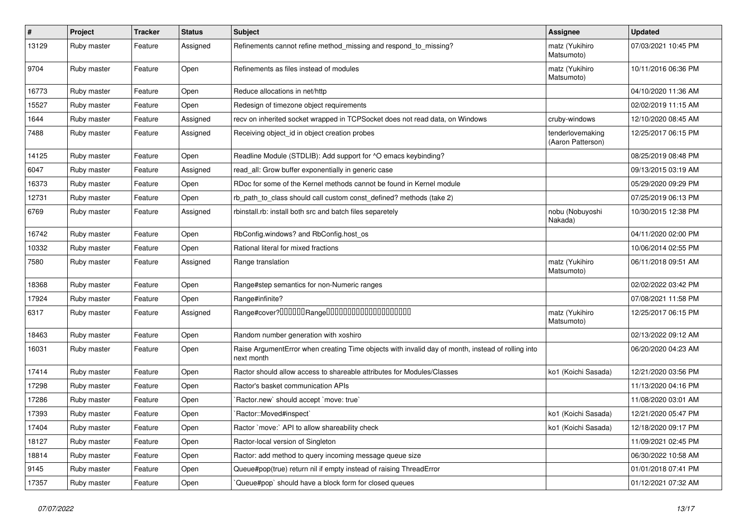| # | Project | Tracker | Status | Subject | Assignee | Updated |
|---|---|---|---|---|---|---|
| 13129 | Ruby master | Feature | Assigned | Refinements cannot refine method_missing and respond_to_missing? | matz (Yukihiro Matsumoto) | 07/03/2021 10:45 PM |
| 9704 | Ruby master | Feature | Open | Refinements as files instead of modules | matz (Yukihiro Matsumoto) | 10/11/2016 06:36 PM |
| 16773 | Ruby master | Feature | Open | Reduce allocations in net/http | | 04/10/2020 11:36 AM |
| 15527 | Ruby master | Feature | Open | Redesign of timezone object requirements | | 02/02/2019 11:15 AM |
| 1644 | Ruby master | Feature | Assigned | recv on inherited socket wrapped in TCPSocket does not read data, on Windows | cruby-windows | 12/10/2020 08:45 AM |
| 7488 | Ruby master | Feature | Assigned | Receiving object_id in object creation probes | tenderlovemaking (Aaron Patterson) | 12/25/2017 06:15 PM |
| 14125 | Ruby master | Feature | Open | Readline Module (STDLIB): Add support for ^O emacs keybinding? | | 08/25/2019 08:48 PM |
| 6047 | Ruby master | Feature | Assigned | read_all: Grow buffer exponentially in generic case | | 09/13/2015 03:19 AM |
| 16373 | Ruby master | Feature | Open | RDoc for some of the Kernel methods cannot be found in Kernel module | | 05/29/2020 09:29 PM |
| 12731 | Ruby master | Feature | Open | rb_path_to_class should call custom const_defined? methods (take 2) | | 07/25/2019 06:13 PM |
| 6769 | Ruby master | Feature | Assigned | rbinstall.rb: install both src and batch files separetely | nobu (Nobuyoshi Nakada) | 10/30/2015 12:38 PM |
| 16742 | Ruby master | Feature | Open | RbConfig.windows? and RbConfig.host_os | | 04/11/2020 02:00 PM |
| 10332 | Ruby master | Feature | Open | Rational literal for mixed fractions | | 10/06/2014 02:55 PM |
| 7580 | Ruby master | Feature | Assigned | Range translation | matz (Yukihiro Matsumoto) | 06/11/2018 09:51 AM |
| 18368 | Ruby master | Feature | Open | Range#step semantics for non-Numeric ranges | | 02/02/2022 03:42 PM |
| 17924 | Ruby master | Feature | Open | Range#infinite? | | 07/08/2021 11:58 PM |
| 6317 | Ruby master | Feature | Assigned | Range#cover?□□□□□□Range□□□□□□□□□□□□□□□□□□□□ | matz (Yukihiro Matsumoto) | 12/25/2017 06:15 PM |
| 18463 | Ruby master | Feature | Open | Random number generation with xoshiro | | 02/13/2022 09:12 AM |
| 16031 | Ruby master | Feature | Open | Raise ArgumentError when creating Time objects with invalid day of month, instead of rolling into next month | | 06/20/2020 04:23 AM |
| 17414 | Ruby master | Feature | Open | Ractor should allow access to shareable attributes for Modules/Classes | ko1 (Koichi Sasada) | 12/21/2020 03:56 PM |
| 17298 | Ruby master | Feature | Open | Ractor's basket communication APIs | | 11/13/2020 04:16 PM |
| 17286 | Ruby master | Feature | Open | `Ractor.new` should accept `move: true` | | 11/08/2020 03:01 AM |
| 17393 | Ruby master | Feature | Open | `Ractor::Moved#inspect` | ko1 (Koichi Sasada) | 12/21/2020 05:47 PM |
| 17404 | Ruby master | Feature | Open | Ractor `move:` API to allow shareability check | ko1 (Koichi Sasada) | 12/18/2020 09:17 PM |
| 18127 | Ruby master | Feature | Open | Ractor-local version of Singleton | | 11/09/2021 02:45 PM |
| 18814 | Ruby master | Feature | Open | Ractor: add method to query incoming message queue size | | 06/30/2022 10:58 AM |
| 9145 | Ruby master | Feature | Open | Queue#pop(true) return nil if empty instead of raising ThreadError | | 01/01/2018 07:41 PM |
| 17357 | Ruby master | Feature | Open | `Queue#pop` should have a block form for closed queues | | 01/12/2021 07:32 AM |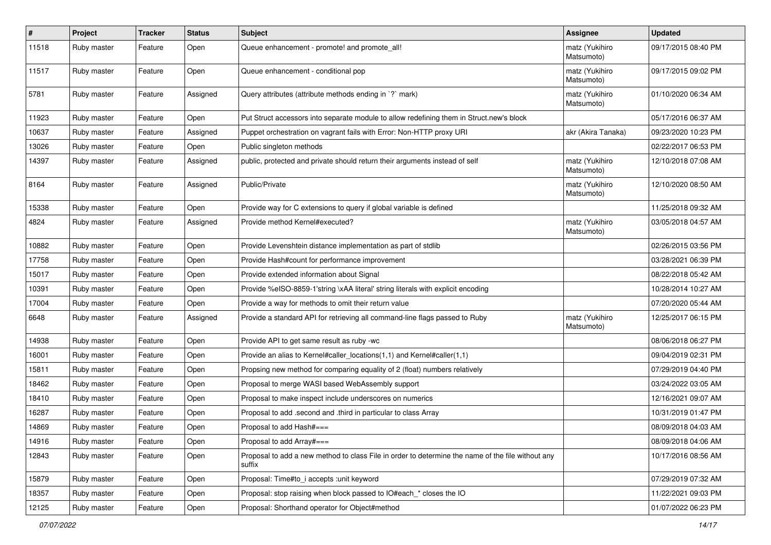| # | Project | Tracker | Status | Subject | Assignee | Updated |
|---|---|---|---|---|---|---|
| 11518 | Ruby master | Feature | Open | Queue enhancement - promote! and promote_all! | matz (Yukihiro Matsumoto) | 09/17/2015 08:40 PM |
| 11517 | Ruby master | Feature | Open | Queue enhancement - conditional pop | matz (Yukihiro Matsumoto) | 09/17/2015 09:02 PM |
| 5781 | Ruby master | Feature | Assigned | Query attributes (attribute methods ending in `?` mark) | matz (Yukihiro Matsumoto) | 01/10/2020 06:34 AM |
| 11923 | Ruby master | Feature | Open | Put Struct accessors into separate module to allow redefining them in Struct.new's block | | 05/17/2016 06:37 AM |
| 10637 | Ruby master | Feature | Assigned | Puppet orchestration on vagrant fails with Error: Non-HTTP proxy URI | akr (Akira Tanaka) | 09/23/2020 10:23 PM |
| 13026 | Ruby master | Feature | Open | Public singleton methods | | 02/22/2017 06:53 PM |
| 14397 | Ruby master | Feature | Assigned | public, protected and private should return their arguments instead of self | matz (Yukihiro Matsumoto) | 12/10/2018 07:08 AM |
| 8164 | Ruby master | Feature | Assigned | Public/Private | matz (Yukihiro Matsumoto) | 12/10/2020 08:50 AM |
| 15338 | Ruby master | Feature | Open | Provide way for C extensions to query if global variable is defined | | 11/25/2018 09:32 AM |
| 4824 | Ruby master | Feature | Assigned | Provide method Kernel#executed? | matz (Yukihiro Matsumoto) | 03/05/2018 04:57 AM |
| 10882 | Ruby master | Feature | Open | Provide Levenshtein distance implementation as part of stdlib | | 02/26/2015 03:56 PM |
| 17758 | Ruby master | Feature | Open | Provide Hash#count for performance improvement | | 03/28/2021 06:39 PM |
| 15017 | Ruby master | Feature | Open | Provide extended information about Signal | | 08/22/2018 05:42 AM |
| 10391 | Ruby master | Feature | Open | Provide %eISO-8859-1'string \xAA literal' string literals with explicit encoding | | 10/28/2014 10:27 AM |
| 17004 | Ruby master | Feature | Open | Provide a way for methods to omit their return value | | 07/20/2020 05:44 AM |
| 6648 | Ruby master | Feature | Assigned | Provide a standard API for retrieving all command-line flags passed to Ruby | matz (Yukihiro Matsumoto) | 12/25/2017 06:15 PM |
| 14938 | Ruby master | Feature | Open | Provide API to get same result as ruby -wc | | 08/06/2018 06:27 PM |
| 16001 | Ruby master | Feature | Open | Provide an alias to Kernel#caller_locations(1,1) and Kernel#caller(1,1) | | 09/04/2019 02:31 PM |
| 15811 | Ruby master | Feature | Open | Propsing new method for comparing equality of 2 (float) numbers relatively | | 07/29/2019 04:40 PM |
| 18462 | Ruby master | Feature | Open | Proposal to merge WASI based WebAssembly support | | 03/24/2022 03:05 AM |
| 18410 | Ruby master | Feature | Open | Proposal to make inspect include underscores on numerics | | 12/16/2021 09:07 AM |
| 16287 | Ruby master | Feature | Open | Proposal to add .second and .third in particular to class Array | | 10/31/2019 01:47 PM |
| 14869 | Ruby master | Feature | Open | Proposal to add Hash#=== | | 08/09/2018 04:03 AM |
| 14916 | Ruby master | Feature | Open | Proposal to add Array#=== | | 08/09/2018 04:06 AM |
| 12843 | Ruby master | Feature | Open | Proposal to add a new method to class File in order to determine the name of the file without any suffix | | 10/17/2016 08:56 AM |
| 15879 | Ruby master | Feature | Open | Proposal: Time#to_i accepts :unit keyword | | 07/29/2019 07:32 AM |
| 18357 | Ruby master | Feature | Open | Proposal: stop raising when block passed to IO#each_* closes the IO | | 11/22/2021 09:03 PM |
| 12125 | Ruby master | Feature | Open | Proposal: Shorthand operator for Object#method | | 01/07/2022 06:23 PM |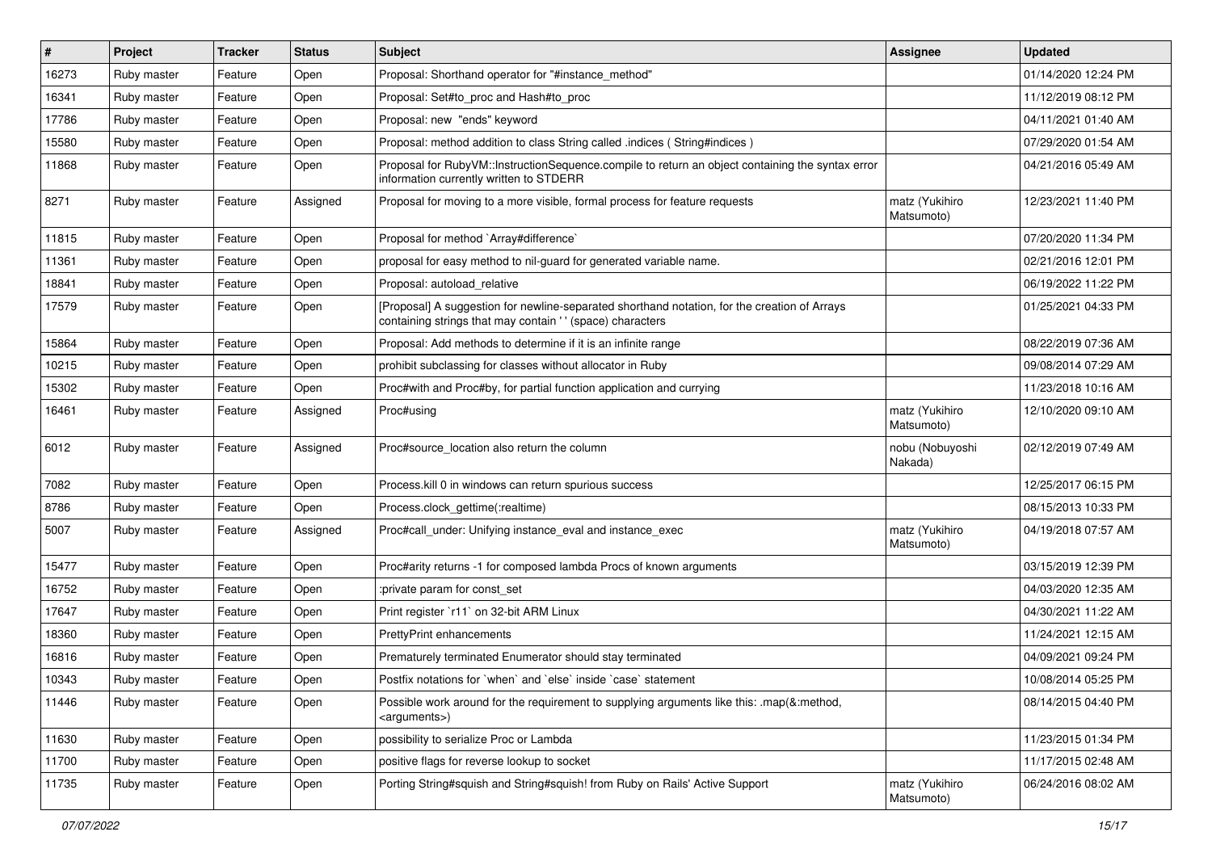| # | Project | Tracker | Status | Subject | Assignee | Updated |
| --- | --- | --- | --- | --- | --- | --- |
| 16273 | Ruby master | Feature | Open | Proposal: Shorthand operator for "#instance_method" | | 01/14/2020 12:24 PM |
| 16341 | Ruby master | Feature | Open | Proposal: Set#to_proc and Hash#to_proc | | 11/12/2019 08:12 PM |
| 17786 | Ruby master | Feature | Open | Proposal: new "ends" keyword | | 04/11/2021 01:40 AM |
| 15580 | Ruby master | Feature | Open | Proposal: method addition to class String called .indices ( String#indices ) | | 07/29/2020 01:54 AM |
| 11868 | Ruby master | Feature | Open | Proposal for RubyVM::InstructionSequence.compile to return an object containing the syntax error information currently written to STDERR | | 04/21/2016 05:49 AM |
| 8271 | Ruby master | Feature | Assigned | Proposal for moving to a more visible, formal process for feature requests | matz (Yukihiro Matsumoto) | 12/23/2021 11:40 PM |
| 11815 | Ruby master | Feature | Open | Proposal for method `Array#difference` | | 07/20/2020 11:34 PM |
| 11361 | Ruby master | Feature | Open | proposal for easy method to nil-guard for generated variable name. | | 02/21/2016 12:01 PM |
| 18841 | Ruby master | Feature | Open | Proposal: autoload_relative | | 06/19/2022 11:22 PM |
| 17579 | Ruby master | Feature | Open | [Proposal] A suggestion for newline-separated shorthand notation, for the creation of Arrays containing strings that may contain ' ' (space) characters | | 01/25/2021 04:33 PM |
| 15864 | Ruby master | Feature | Open | Proposal: Add methods to determine if it is an infinite range | | 08/22/2019 07:36 AM |
| 10215 | Ruby master | Feature | Open | prohibit subclassing for classes without allocator in Ruby | | 09/08/2014 07:29 AM |
| 15302 | Ruby master | Feature | Open | Proc#with and Proc#by, for partial function application and currying | | 11/23/2018 10:16 AM |
| 16461 | Ruby master | Feature | Assigned | Proc#using | matz (Yukihiro Matsumoto) | 12/10/2020 09:10 AM |
| 6012 | Ruby master | Feature | Assigned | Proc#source_location also return the column | nobu (Nobuyoshi Nakada) | 02/12/2019 07:49 AM |
| 7082 | Ruby master | Feature | Open | Process.kill 0 in windows can return spurious success | | 12/25/2017 06:15 PM |
| 8786 | Ruby master | Feature | Open | Process.clock_gettime(:realtime) | | 08/15/2013 10:33 PM |
| 5007 | Ruby master | Feature | Assigned | Proc#call_under: Unifying instance_eval and instance_exec | matz (Yukihiro Matsumoto) | 04/19/2018 07:57 AM |
| 15477 | Ruby master | Feature | Open | Proc#arity returns -1 for composed lambda Procs of known arguments | | 03/15/2019 12:39 PM |
| 16752 | Ruby master | Feature | Open | :private param for const_set | | 04/03/2020 12:35 AM |
| 17647 | Ruby master | Feature | Open | Print register `r11` on 32-bit ARM Linux | | 04/30/2021 11:22 AM |
| 18360 | Ruby master | Feature | Open | PrettyPrint enhancements | | 11/24/2021 12:15 AM |
| 16816 | Ruby master | Feature | Open | Prematurely terminated Enumerator should stay terminated | | 04/09/2021 09:24 PM |
| 10343 | Ruby master | Feature | Open | Postfix notations for `when` and `else` inside `case` statement | | 10/08/2014 05:25 PM |
| 11446 | Ruby master | Feature | Open | Possible work around for the requirement to supplying arguments like this: .map(&:method, <arguments>) | | 08/14/2015 04:40 PM |
| 11630 | Ruby master | Feature | Open | possibility to serialize Proc or Lambda | | 11/23/2015 01:34 PM |
| 11700 | Ruby master | Feature | Open | positive flags for reverse lookup to socket | | 11/17/2015 02:48 AM |
| 11735 | Ruby master | Feature | Open | Porting String#squish and String#squish! from Ruby on Rails' Active Support | matz (Yukihiro Matsumoto) | 06/24/2016 08:02 AM |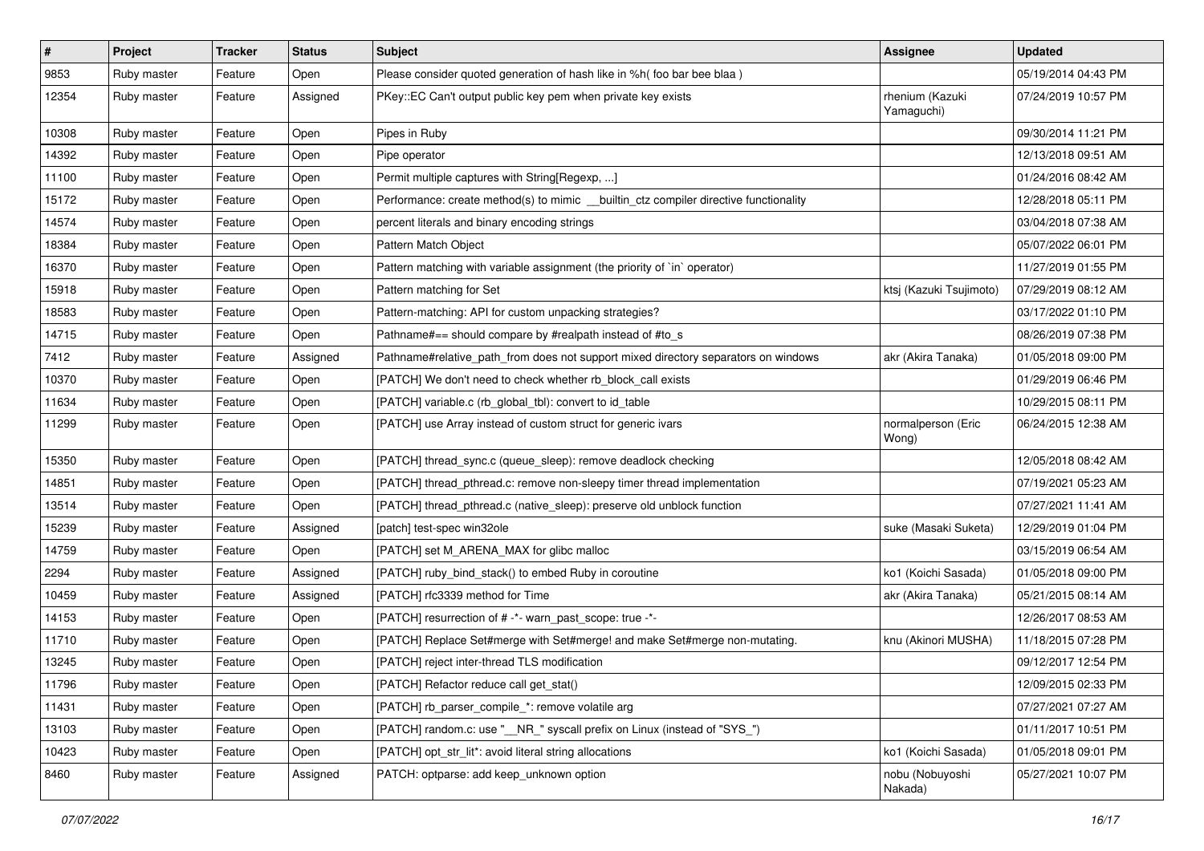| # | Project | Tracker | Status | Subject | Assignee | Updated |
|---|---|---|---|---|---|---|
| 9853 | Ruby master | Feature | Open | Please consider quoted generation of hash like in %h( foo bar bee blaa ) | | 05/19/2014 04:43 PM |
| 12354 | Ruby master | Feature | Assigned | PKey::EC Can't output public key pem when private key exists | rhenium (Kazuki Yamaguchi) | 07/24/2019 10:57 PM |
| 10308 | Ruby master | Feature | Open | Pipes in Ruby | | 09/30/2014 11:21 PM |
| 14392 | Ruby master | Feature | Open | Pipe operator | | 12/13/2018 09:51 AM |
| 11100 | Ruby master | Feature | Open | Permit multiple captures with String[Regexp, ...] | | 01/24/2016 08:42 AM |
| 15172 | Ruby master | Feature | Open | Performance: create method(s) to mimic __builtin_ctz compiler directive functionality | | 12/28/2018 05:11 PM |
| 14574 | Ruby master | Feature | Open | percent literals and binary encoding strings | | 03/04/2018 07:38 AM |
| 18384 | Ruby master | Feature | Open | Pattern Match Object | | 05/07/2022 06:01 PM |
| 16370 | Ruby master | Feature | Open | Pattern matching with variable assignment (the priority of `in` operator) | | 11/27/2019 01:55 PM |
| 15918 | Ruby master | Feature | Open | Pattern matching for Set | ktsj (Kazuki Tsujimoto) | 07/29/2019 08:12 AM |
| 18583 | Ruby master | Feature | Open | Pattern-matching: API for custom unpacking strategies? | | 03/17/2022 01:10 PM |
| 14715 | Ruby master | Feature | Open | Pathname#== should compare by #realpath instead of #to_s | | 08/26/2019 07:38 PM |
| 7412 | Ruby master | Feature | Assigned | Pathname#relative_path_from does not support mixed directory separators on windows | akr (Akira Tanaka) | 01/05/2018 09:00 PM |
| 10370 | Ruby master | Feature | Open | [PATCH] We don't need to check whether rb_block_call exists | | 01/29/2019 06:46 PM |
| 11634 | Ruby master | Feature | Open | [PATCH] variable.c (rb_global_tbl): convert to id_table | | 10/29/2015 08:11 PM |
| 11299 | Ruby master | Feature | Open | [PATCH] use Array instead of custom struct for generic ivars | normalperson (Eric Wong) | 06/24/2015 12:38 AM |
| 15350 | Ruby master | Feature | Open | [PATCH] thread_sync.c (queue_sleep): remove deadlock checking | | 12/05/2018 08:42 AM |
| 14851 | Ruby master | Feature | Open | [PATCH] thread_pthread.c: remove non-sleepy timer thread implementation | | 07/19/2021 05:23 AM |
| 13514 | Ruby master | Feature | Open | [PATCH] thread_pthread.c (native_sleep): preserve old unblock function | | 07/27/2021 11:41 AM |
| 15239 | Ruby master | Feature | Assigned | [patch] test-spec win32ole | suke (Masaki Suketa) | 12/29/2019 01:04 PM |
| 14759 | Ruby master | Feature | Open | [PATCH] set M_ARENA_MAX for glibc malloc | | 03/15/2019 06:54 AM |
| 2294 | Ruby master | Feature | Assigned | [PATCH] ruby_bind_stack() to embed Ruby in coroutine | ko1 (Koichi Sasada) | 01/05/2018 09:00 PM |
| 10459 | Ruby master | Feature | Assigned | [PATCH] rfc3339 method for Time | akr (Akira Tanaka) | 05/21/2015 08:14 AM |
| 14153 | Ruby master | Feature | Open | [PATCH] resurrection of # -*- warn_past_scope: true -*- | | 12/26/2017 08:53 AM |
| 11710 | Ruby master | Feature | Open | [PATCH] Replace Set#merge with Set#merge! and make Set#merge non-mutating. | knu (Akinori MUSHA) | 11/18/2015 07:28 PM |
| 13245 | Ruby master | Feature | Open | [PATCH] reject inter-thread TLS modification | | 09/12/2017 12:54 PM |
| 11796 | Ruby master | Feature | Open | [PATCH] Refactor reduce call get_stat() | | 12/09/2015 02:33 PM |
| 11431 | Ruby master | Feature | Open | [PATCH] rb_parser_compile_*: remove volatile arg | | 07/27/2021 07:27 AM |
| 13103 | Ruby master | Feature | Open | [PATCH] random.c: use "__NR_" syscall prefix on Linux (instead of "SYS_") | | 01/11/2017 10:51 PM |
| 10423 | Ruby master | Feature | Open | [PATCH] opt_str_lit*: avoid literal string allocations | ko1 (Koichi Sasada) | 01/05/2018 09:01 PM |
| 8460 | Ruby master | Feature | Assigned | PATCH: optparse: add keep_unknown option | nobu (Nobuyoshi Nakada) | 05/27/2021 10:07 PM |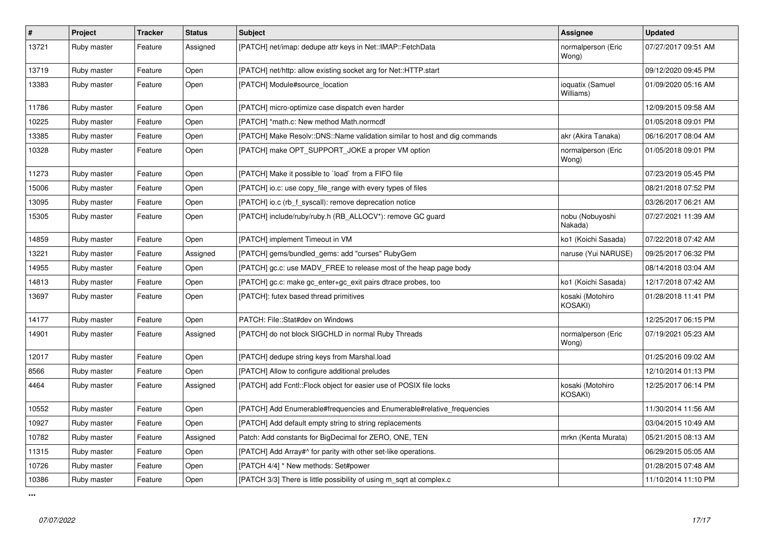| # | Project | Tracker | Status | Subject | Assignee | Updated |
|---|---|---|---|---|---|---|
| 13721 | Ruby master | Feature | Assigned | [PATCH] net/imap: dedupe attr keys in Net::IMAP::FetchData | normalperson (Eric Wong) | 07/27/2017 09:51 AM |
| 13719 | Ruby master | Feature | Open | [PATCH] net/http: allow existing socket arg for Net::HTTP.start | | 09/12/2020 09:45 PM |
| 13383 | Ruby master | Feature | Open | [PATCH] Module#source_location | ioquatix (Samuel Williams) | 01/09/2020 05:16 AM |
| 11786 | Ruby master | Feature | Open | [PATCH] micro-optimize case dispatch even harder | | 12/09/2015 09:58 AM |
| 10225 | Ruby master | Feature | Open | [PATCH] *math.c: New method Math.normcdf | | 01/05/2018 09:01 PM |
| 13385 | Ruby master | Feature | Open | [PATCH] Make Resolv::DNS::Name validation similar to host and dig commands | akr (Akira Tanaka) | 06/16/2017 08:04 AM |
| 10328 | Ruby master | Feature | Open | [PATCH] make OPT_SUPPORT_JOKE a proper VM option | normalperson (Eric Wong) | 01/05/2018 09:01 PM |
| 11273 | Ruby master | Feature | Open | [PATCH] Make it possible to `load` from a FIFO file | | 07/23/2019 05:45 PM |
| 15006 | Ruby master | Feature | Open | [PATCH] io.c: use copy_file_range with every types of files | | 08/21/2018 07:52 PM |
| 13095 | Ruby master | Feature | Open | [PATCH] io.c (rb_f_syscall): remove deprecation notice | | 03/26/2017 06:21 AM |
| 15305 | Ruby master | Feature | Open | [PATCH] include/ruby/ruby.h (RB_ALLOCV*): remove GC guard | nobu (Nobuyoshi Nakada) | 07/27/2021 11:39 AM |
| 14859 | Ruby master | Feature | Open | [PATCH] implement Timeout in VM | ko1 (Koichi Sasada) | 07/22/2018 07:42 AM |
| 13221 | Ruby master | Feature | Assigned | [PATCH] gems/bundled_gems: add "curses" RubyGem | naruse (Yui NARUSE) | 09/25/2017 06:32 PM |
| 14955 | Ruby master | Feature | Open | [PATCH] gc.c: use MADV_FREE to release most of the heap page body | | 08/14/2018 03:04 AM |
| 14813 | Ruby master | Feature | Open | [PATCH] gc.c: make gc_enter+gc_exit pairs dtrace probes, too | ko1 (Koichi Sasada) | 12/17/2018 07:42 AM |
| 13697 | Ruby master | Feature | Open | [PATCH]: futex based thread primitives | kosaki (Motohiro KOSAKI) | 01/28/2018 11:41 PM |
| 14177 | Ruby master | Feature | Open | PATCH: File::Stat#dev on Windows | | 12/25/2017 06:15 PM |
| 14901 | Ruby master | Feature | Assigned | [PATCH] do not block SIGCHLD in normal Ruby Threads | normalperson (Eric Wong) | 07/19/2021 05:23 AM |
| 12017 | Ruby master | Feature | Open | [PATCH] dedupe string keys from Marshal.load | | 01/25/2016 09:02 AM |
| 8566 | Ruby master | Feature | Open | [PATCH] Allow to configure additional preludes | | 12/10/2014 01:13 PM |
| 4464 | Ruby master | Feature | Assigned | [PATCH] add Fcntl::Flock object for easier use of POSIX file locks | kosaki (Motohiro KOSAKI) | 12/25/2017 06:14 PM |
| 10552 | Ruby master | Feature | Open | [PATCH] Add Enumerable#frequencies and Enumerable#relative_frequencies | | 11/30/2014 11:56 AM |
| 10927 | Ruby master | Feature | Open | [PATCH] Add default empty string to string replacements | | 03/04/2015 10:49 AM |
| 10782 | Ruby master | Feature | Assigned | Patch: Add constants for BigDecimal for ZERO, ONE, TEN | mrkn (Kenta Murata) | 05/21/2015 08:13 AM |
| 11315 | Ruby master | Feature | Open | [PATCH] Add Array#^ for parity with other set-like operations. | | 06/29/2015 05:05 AM |
| 10726 | Ruby master | Feature | Open | [PATCH 4/4] * New methods: Set#power | | 01/28/2015 07:48 AM |
| 10386 | Ruby master | Feature | Open | [PATCH 3/3] There is little possibility of using m_sqrt at complex.c | | 11/10/2014 11:10 PM |

...